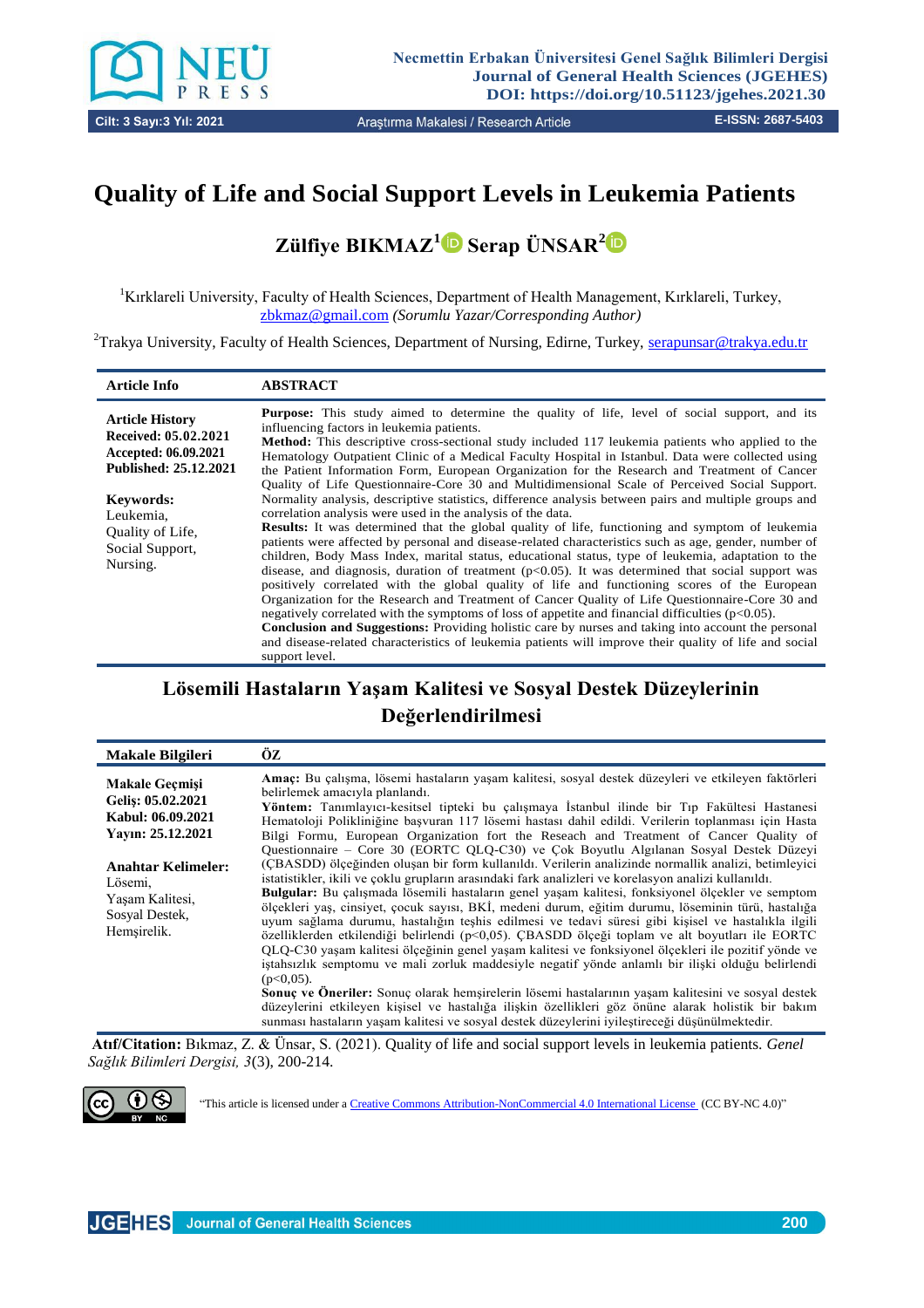# Quality of Life and Social Support Levels in Leukemia Patients

**Zülfiye BIKMAZ[1] Serap ÜNSAR[2]**

[1]Kırklareli University, Faculty of Health Sciences, Department of Health Management, Kırklareli, Turkey, zbkmaz@gmail.com *(Sorumlu Yazar/Corresponding Author)*

[2]Trakya University, Faculty of Health Sciences, Department of Nursing, Edirne, Turkey, serapunsar@trakya.edu.tr

| Article Info | ABSTRACT |
|---|---|
| **Article History**<br>**Received: 05.02.2021**<br>**Accepted: 06.09.2021**<br>**Published: 25.12.2021**<br><br>**Keywords:**<br>Leukemia,<br>Quality of Life,<br>Social Support,<br>Nursing. | **Purpose:** This study aimed to determine the quality of life, level of social support, and its influencing factors in leukemia patients.<br>**Method:** This descriptive cross-sectional study included 117 leukemia patients who applied to the Hematology Outpatient Clinic of a Medical Faculty Hospital in Istanbul. Data were collected using the Patient Information Form, European Organization for the Research and Treatment of Cancer Quality of Life Questionnaire-Core 30 and Multidimensional Scale of Perceived Social Support. Normality analysis, descriptive statistics, difference analysis between pairs and multiple groups and correlation analysis were used in the analysis of the data.<br>**Results:** It was determined that the global quality of life, functioning and symptom of leukemia patients were affected by personal and disease-related characteristics such as age, gender, number of children, Body Mass Index, marital status, educational status, type of leukemia, adaptation to the disease, and diagnosis, duration of treatment ($p<0.05$). It was determined that social support was positively correlated with the global quality of life and functioning scores of the European Organization for the Research and Treatment of Cancer Quality of Life Questionnaire-Core 30 and negatively correlated with the symptoms of loss of appetite and financial difficulties ($p<0.05$).<br>**Conclusion and Suggestions:** Providing holistic care by nurses and taking into account the personal and disease-related characteristics of leukemia patients will improve their quality of life and social support level. |

## Lösemili Hastaların Yaşam Kalitesi ve Sosyal Destek Düzeylerinin Değerlendirilmesi

| Makale Bilgileri | ÖZ |
|---|---|
| **Makale Geçmişi**<br>**Geliş: 05.02.2021**<br>**Kabul: 06.09.2021**<br>**Yayın: 25.12.2021**<br><br>**Anahtar Kelimeler:**<br>Lösemi,<br>Yaşam Kalitesi,<br>Sosyal Destek,<br>Hemşirelik. | **Amaç:** Bu çalışma, lösemi hastaların yaşam kalitesi, sosyal destek düzeyleri ve etkileyen faktörleri belirlemek amacıyla planlandı.<br>**Yöntem:** Tanımlayıcı-kesitsel tipteki bu çalışmaya İstanbul ilinde bir Tıp Fakültesi Hastanesi Hematoloji Polikliniğine başvuran 117 lösemi hastası dahil edildi. Verilerin toplanması için Hasta Bilgi Formu, European Organization fort the Reseach and Treatment of Cancer Quality of Questionnaire – Core 30 (EORTC QLQ-C30) ve Çok Boyutlu Algılanan Sosyal Destek Düzeyi (ÇBASDD) ölçeğinden oluşan bir form kullanıldı. Verilerin analizinde normallik analizi, betimleyici istatistikler, ikili ve çoklu grupların arasındaki fark analizleri ve korelasyon analizi kullanıldı.<br>**Bulgular:** Bu çalışmada lösemili hastaların genel yaşam kalitesi, fonksiyonel ölçekler ve semptom ölçekleri yaş, cinsiyet, çocuk sayısı, BKİ, medeni durum, eğitim durumu, löseminin türü, hastalığa uyum sağlama durumu, hastalığın teşhis edilmesi ve tedavi süresi gibi kişisel ve hastalıkla ilgili özelliklerden etkilendiği belirlendi ($p<0,05$). ÇBASDD ölçeği toplam ve alt boyutları ile EORTC QLQ-C30 yaşam kalitesi ölçeğinin genel yaşam kalitesi ve fonksiyonel ölçekleri ile pozitif yönde ve iştahsızlık semptomu ve mali zorluk maddesiyle negatif yönde anlamlı bir ilişki olduğu belirlendi ($p<0,05$).<br>**Sonuç ve Öneriler:** Sonuç olarak hemşirelerin lösemi hastalarının yaşam kalitesini ve sosyal destek düzeylerini etkileyen kişisel ve hastalığa ilişkin özellikleri göz önüne alarak holistik bir bakım sunması hastaların yaşam kalitesi ve sosyal destek düzeylerini iyileştireceği düşünülmektedir. |

**Atıf/Citation:** Bıkmaz, Z. & Ünsar, S. (2021). Quality of life and social support levels in leukemia patients. *Genel Sağlık Bilimleri Dergisi, 3*(3), 200-214.

"This article is licensed under a Creative Commons Attribution-NonCommercial 4.0 International License (CC BY-NC 4.0)"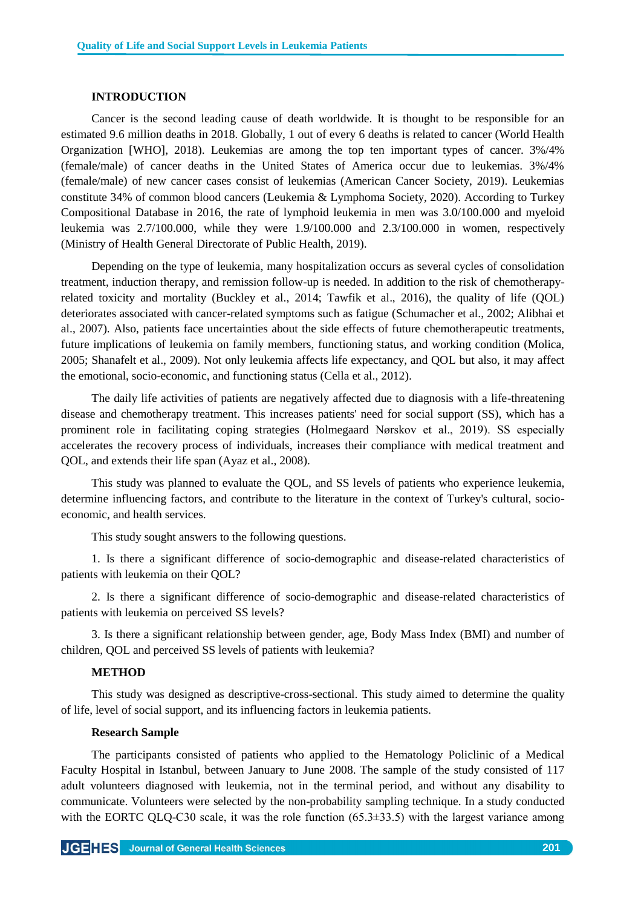## INTRODUCTION

Cancer is the second leading cause of death worldwide. It is thought to be responsible for an estimated 9.6 million deaths in 2018. Globally, 1 out of every 6 deaths is related to cancer (World Health Organization [WHO], 2018). Leukemias are among the top ten important types of cancer. 3%/4% (female/male) of cancer deaths in the United States of America occur due to leukemias. 3%/4% (female/male) of new cancer cases consist of leukemias (American Cancer Society, 2019). Leukemias constitute 34% of common blood cancers (Leukemia & Lymphoma Society, 2020). According to Turkey Compositional Database in 2016, the rate of lymphoid leukemia in men was 3.0/100.000 and myeloid leukemia was 2.7/100.000, while they were 1.9/100.000 and 2.3/100.000 in women, respectively (Ministry of Health General Directorate of Public Health, 2019).

Depending on the type of leukemia, many hospitalization occurs as several cycles of consolidation treatment, induction therapy, and remission follow-up is needed. In addition to the risk of chemotherapy-related toxicity and mortality (Buckley et al., 2014; Tawfik et al., 2016), the quality of life (QOL) deteriorates associated with cancer-related symptoms such as fatigue (Schumacher et al., 2002; Alibhai et al., 2007). Also, patients face uncertainties about the side effects of future chemotherapeutic treatments, future implications of leukemia on family members, functioning status, and working condition (Molica, 2005; Shanafelt et al., 2009). Not only leukemia affects life expectancy, and QOL but also, it may affect the emotional, socio-economic, and functioning status (Cella et al., 2012).

The daily life activities of patients are negatively affected due to diagnosis with a life-threatening disease and chemotherapy treatment. This increases patients' need for social support (SS), which has a prominent role in facilitating coping strategies (Holmegaard Nørskov et al., 2019). SS especially accelerates the recovery process of individuals, increases their compliance with medical treatment and QOL, and extends their life span (Ayaz et al., 2008).

This study was planned to evaluate the QOL, and SS levels of patients who experience leukemia, determine influencing factors, and contribute to the literature in the context of Turkey's cultural, socio-economic, and health services.

This study sought answers to the following questions.

1. Is there a significant difference of socio-demographic and disease-related characteristics of patients with leukemia on their QOL?

2. Is there a significant difference of socio-demographic and disease-related characteristics of patients with leukemia on perceived SS levels?

3. Is there a significant relationship between gender, age, Body Mass Index (BMI) and number of children, QOL and perceived SS levels of patients with leukemia?

## METHOD

This study was designed as descriptive-cross-sectional. This study aimed to determine the quality of life, level of social support, and its influencing factors in leukemia patients.

### Research Sample

The participants consisted of patients who applied to the Hematology Policlinic of a Medical Faculty Hospital in Istanbul, between January to June 2008. The sample of the study consisted of 117 adult volunteers diagnosed with leukemia, not in the terminal period, and without any disability to communicate. Volunteers were selected by the non-probability sampling technique. In a study conducted with the EORTC QLQ-C30 scale, it was the role function (65.3±33.5) with the largest variance among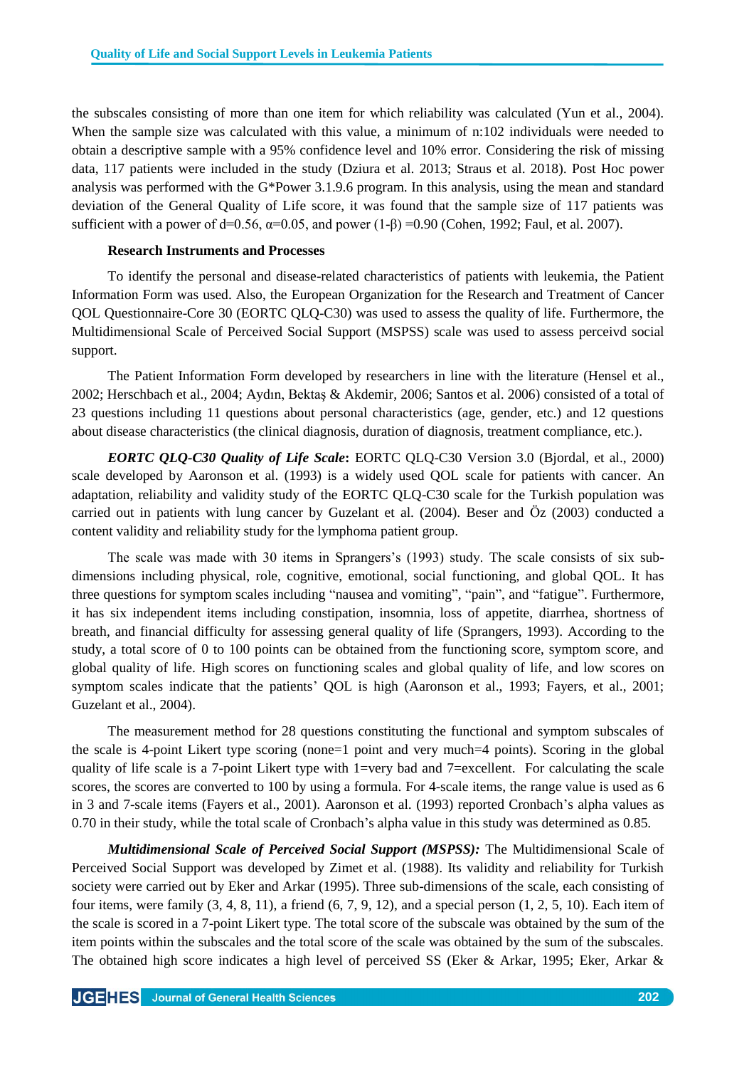the subscales consisting of more than one item for which reliability was calculated (Yun et al., 2004). When the sample size was calculated with this value, a minimum of n:102 individuals were needed to obtain a descriptive sample with a 95% confidence level and 10% error. Considering the risk of missing data, 117 patients were included in the study (Dziura et al. 2013; Straus et al. 2018). Post Hoc power analysis was performed with the G*Power 3.1.9.6 program. In this analysis, using the mean and standard deviation of the General Quality of Life score, it was found that the sample size of 117 patients was sufficient with a power of d=0.56, α=0.05, and power (1-β) =0.90 (Cohen, 1992; Faul, et al. 2007).

**Research Instruments and Processes**

To identify the personal and disease-related characteristics of patients with leukemia, the Patient Information Form was used. Also, the European Organization for the Research and Treatment of Cancer QOL Questionnaire-Core 30 (EORTC QLQ-C30) was used to assess the quality of life. Furthermore, the Multidimensional Scale of Perceived Social Support (MSPSS) scale was used to assess perceivd social support.

The Patient Information Form developed by researchers in line with the literature (Hensel et al., 2002; Herschbach et al., 2004; Aydın, Bektaş & Akdemir, 2006; Santos et al. 2006) consisted of a total of 23 questions including 11 questions about personal characteristics (age, gender, etc.) and 12 questions about disease characteristics (the clinical diagnosis, duration of diagnosis, treatment compliance, etc.).

***EORTC QLQ-C30 Quality of Life Scale*:** EORTC QLQ-C30 Version 3.0 (Bjordal, et al., 2000) scale developed by Aaronson et al. (1993) is a widely used QOL scale for patients with cancer. An adaptation, reliability and validity study of the EORTC QLQ-C30 scale for the Turkish population was carried out in patients with lung cancer by Guzelant et al. (2004). Beser and Öz (2003) conducted a content validity and reliability study for the lymphoma patient group.

The scale was made with 30 items in Sprangers's (1993) study. The scale consists of six sub-dimensions including physical, role, cognitive, emotional, social functioning, and global QOL. It has three questions for symptom scales including "nausea and vomiting", "pain", and "fatigue". Furthermore, it has six independent items including constipation, insomnia, loss of appetite, diarrhea, shortness of breath, and financial difficulty for assessing general quality of life (Sprangers, 1993). According to the study, a total score of 0 to 100 points can be obtained from the functioning score, symptom score, and global quality of life. High scores on functioning scales and global quality of life, and low scores on symptom scales indicate that the patients' QOL is high (Aaronson et al., 1993; Fayers, et al., 2001; Guzelant et al., 2004).

The measurement method for 28 questions constituting the functional and symptom subscales of the scale is 4-point Likert type scoring (none=1 point and very much=4 points). Scoring in the global quality of life scale is a 7-point Likert type with 1=very bad and 7=excellent. For calculating the scale scores, the scores are converted to 100 by using a formula. For 4-scale items, the range value is used as 6 in 3 and 7-scale items (Fayers et al., 2001). Aaronson et al. (1993) reported Cronbach's alpha values as 0.70 in their study, while the total scale of Cronbach's alpha value in this study was determined as 0.85.

***Multidimensional Scale of Perceived Social Support (MSPSS):*** The Multidimensional Scale of Perceived Social Support was developed by Zimet et al. (1988). Its validity and reliability for Turkish society were carried out by Eker and Arkar (1995). Three sub-dimensions of the scale, each consisting of four items, were family (3, 4, 8, 11), a friend (6, 7, 9, 12), and a special person (1, 2, 5, 10). Each item of the scale is scored in a 7-point Likert type. The total score of the subscale was obtained by the sum of the item points within the subscales and the total score of the scale was obtained by the sum of the subscales. The obtained high score indicates a high level of perceived SS (Eker & Arkar, 1995; Eker, Arkar &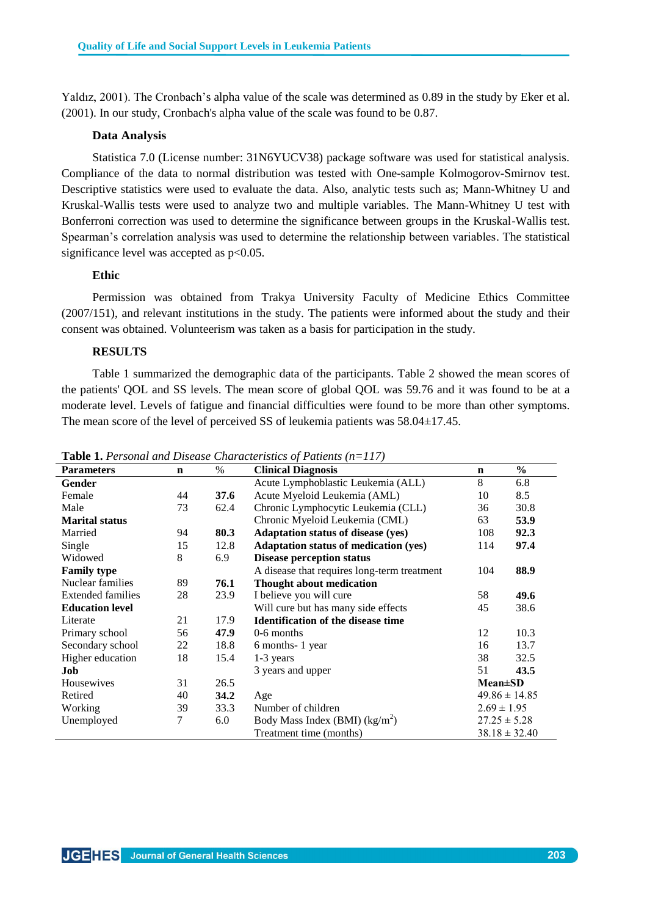Yaldız, 2001). The Cronbach's alpha value of the scale was determined as 0.89 in the study by Eker et al. (2001). In our study, Cronbach's alpha value of the scale was found to be 0.87.

### Data Analysis

Statistica 7.0 (License number: 31N6YUCV38) package software was used for statistical analysis. Compliance of the data to normal distribution was tested with One-sample Kolmogorov-Smirnov test. Descriptive statistics were used to evaluate the data. Also, analytic tests such as; Mann-Whitney U and Kruskal-Wallis tests were used to analyze two and multiple variables. The Mann-Whitney U test with Bonferroni correction was used to determine the significance between groups in the Kruskal-Wallis test. Spearman's correlation analysis was used to determine the relationship between variables. The statistical significance level was accepted as $p<0.05$.

### Ethic

Permission was obtained from Trakya University Faculty of Medicine Ethics Committee (2007/151), and relevant institutions in the study. The patients were informed about the study and their consent was obtained. Volunteerism was taken as a basis for participation in the study.

## RESULTS

Table 1 summarized the demographic data of the participants. Table 2 showed the mean scores of the patients' QOL and SS levels. The mean score of global QOL was 59.76 and it was found to be at a moderate level. Levels of fatigue and financial difficulties were found to be more than other symptoms. The mean score of the level of perceived SS of leukemia patients was 58.04±17.45.

**Table 1.** *Personal and Disease Characteristics of Patients (n=117)*

| **Parameters** | **n** | % | **Clinical Diagnosis** | **n** | **%** |
|---|---|---|---|---|---|
| **Gender** | | | Acute Lymphoblastic Leukemia (ALL) | 8 | 6.8 |
| Female | 44 | **37.6** | Acute Myeloid Leukemia (AML) | 10 | 8.5 |
| Male | 73 | 62.4 | Chronic Lymphocytic Leukemia (CLL) | 36 | 30.8 |
| **Marital status** | | | Chronic Myeloid Leukemia (CML) | 63 | **53.9** |
| Married | 94 | **80.3** | **Adaptation status of disease (yes)** | 108 | **92.3** |
| Single | 15 | 12.8 | **Adaptation status of medication (yes)** | 114 | **97.4** |
| Widowed | 8 | 6.9 | **Disease perception status** | | |
| **Family type** | | | A disease that requires long-term treatment | 104 | **88.9** |
| Nuclear families | 89 | **76.1** | **Thought about medication** | | |
| Extended families | 28 | 23.9 | I believe you will cure | 58 | **49.6** |
| **Education level** | | | Will cure but has many side effects | 45 | 38.6 |
| Literate | 21 | 17.9 | **Identification of the disease time** | | |
| Primary school | 56 | **47.9** | 0-6 months | 12 | 10.3 |
| Secondary school | 22 | 18.8 | 6 months- 1 year | 16 | 13.7 |
| Higher education | 18 | 15.4 | 1-3 years | 38 | 32.5 |
| **Job** | | | 3 years and upper | 51 | **43.5** |
| Housewives | 31 | 26.5 | | **Mean±SD** | |
| Retired | 40 | **34.2** | Age | 49.86 ± 14.85 | |
| Working | 39 | 33.3 | Number of children | 2.69 ± 1.95 | |
| Unemployed | 7 | 6.0 | Body Mass Index (BMI) (kg/m$^2$) | 27.25 ± 5.28 | |
| | | | Treatment time (months) | 38.18 ± 32.40 | |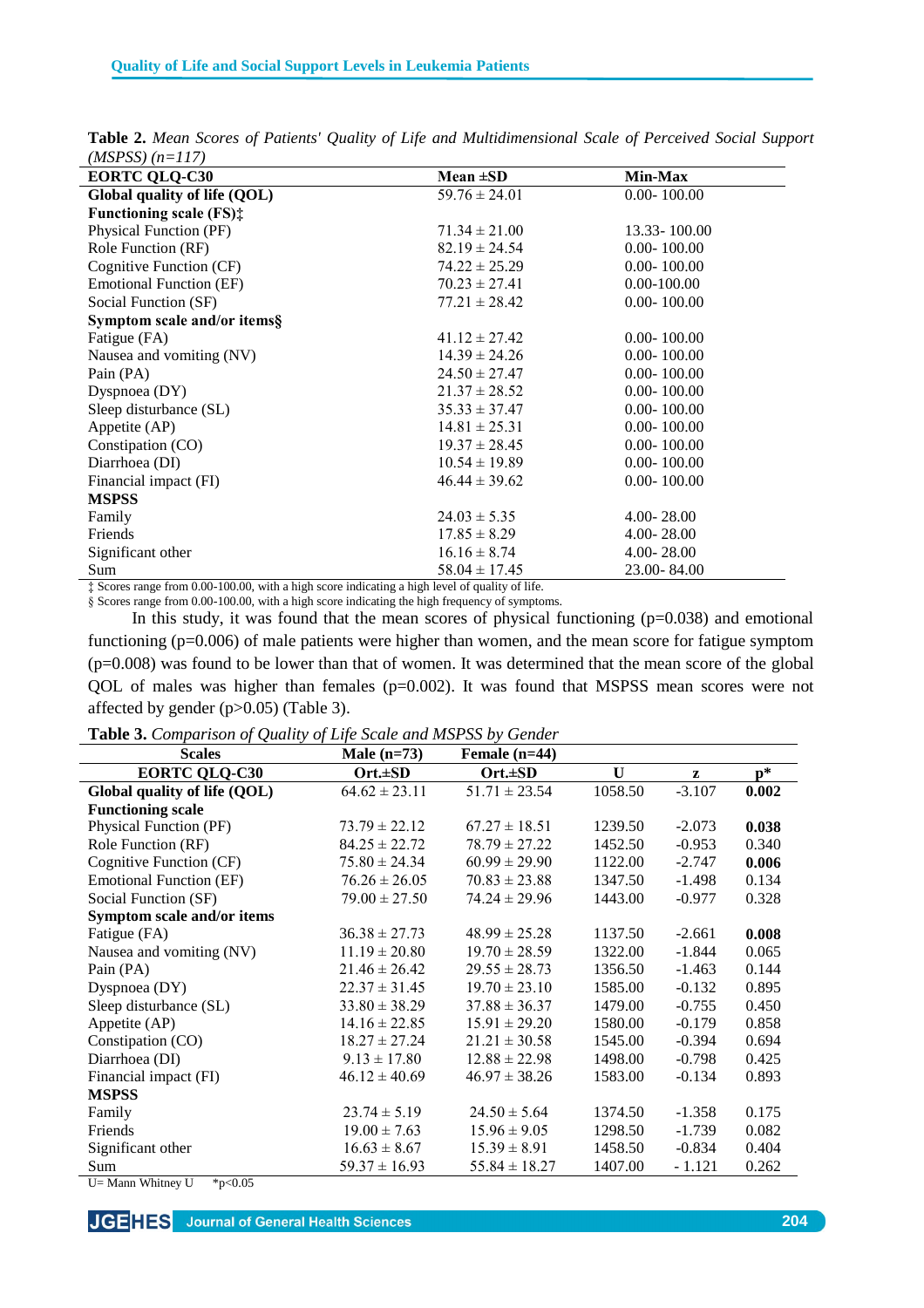**Table 2.** *Mean Scores of Patients' Quality of Life and Multidimensional Scale of Perceived Social Support (MSPSS) (n=117)*

| EORTC QLQ-C30 | Mean ±SD | Min-Max |
|---|---|---|
| **Global quality of life (QOL)** | 59.76 ± 24.01 | 0.00- 100.00 |
| **Functioning scale (FS)‡** | | |
| Physical Function (PF) | 71.34 ± 21.00 | 13.33- 100.00 |
| Role Function (RF) | 82.19 ± 24.54 | 0.00- 100.00 |
| Cognitive Function (CF) | 74.22 ± 25.29 | 0.00- 100.00 |
| Emotional Function (EF) | 70.23 ± 27.41 | 0.00-100.00 |
| Social Function (SF) | 77.21 ± 28.42 | 0.00- 100.00 |
| **Symptom scale and/or items§** | | |
| Fatigue (FA) | 41.12 ± 27.42 | 0.00- 100.00 |
| Nausea and vomiting (NV) | 14.39 ± 24.26 | 0.00- 100.00 |
| Pain (PA) | 24.50 ± 27.47 | 0.00- 100.00 |
| Dyspnoea (DY) | 21.37 ± 28.52 | 0.00- 100.00 |
| Sleep disturbance (SL) | 35.33 ± 37.47 | 0.00- 100.00 |
| Appetite (AP) | 14.81 ± 25.31 | 0.00- 100.00 |
| Constipation (CO) | 19.37 ± 28.45 | 0.00- 100.00 |
| Diarrhoea (DI) | 10.54 ± 19.89 | 0.00- 100.00 |
| Financial impact (FI) | 46.44 ± 39.62 | 0.00- 100.00 |
| **MSPSS** | | |
| Family | 24.03 ± 5.35 | 4.00- 28.00 |
| Friends | 17.85 ± 8.29 | 4.00- 28.00 |
| Significant other | 16.16 ± 8.74 | 4.00- 28.00 |
| Sum | 58.04 ± 17.45 | 23.00- 84.00 |

‡ Scores range from 0.00-100.00, with a high score indicating a high level of quality of life.
§ Scores range from 0.00-100.00, with a high score indicating the high frequency of symptoms.

In this study, it was found that the mean scores of physical functioning (p=0.038) and emotional functioning (p=0.006) of male patients were higher than women, and the mean score for fatigue symptom (p=0.008) was found to be lower than that of women. It was determined that the mean score of the global QOL of males was higher than females (p=0.002). It was found that MSPSS mean scores were not affected by gender (p>0.05) (Table 3).

**Table 3.** *Comparison of Quality of Life Scale and MSPSS by Gender*

| Scales | Male (n=73) | Female (n=44) | | | |
|---|---|---|---|---|---|
| **EORTC QLQ-C30** | **Ort.±SD** | **Ort.±SD** | **U** | **z** | **p*** |
| **Global quality of life (QOL)** | 64.62 ± 23.11 | 51.71 ± 23.54 | 1058.50 | -3.107 | **0.002** |
| **Functioning scale** | | | | | |
| Physical Function (PF) | 73.79 ± 22.12 | 67.27 ± 18.51 | 1239.50 | -2.073 | **0.038** |
| Role Function (RF) | 84.25 ± 22.72 | 78.79 ± 27.22 | 1452.50 | -0.953 | 0.340 |
| Cognitive Function (CF) | 75.80 ± 24.34 | 60.99 ± 29.90 | 1122.00 | -2.747 | **0.006** |
| Emotional Function (EF) | 76.26 ± 26.05 | 70.83 ± 23.88 | 1347.50 | -1.498 | 0.134 |
| Social Function (SF) | 79.00 ± 27.50 | 74.24 ± 29.96 | 1443.00 | -0.977 | 0.328 |
| **Symptom scale and/or items** | | | | | |
| Fatigue (FA) | 36.38 ± 27.73 | 48.99 ± 25.28 | 1137.50 | -2.661 | **0.008** |
| Nausea and vomiting (NV) | 11.19 ± 20.80 | 19.70 ± 28.59 | 1322.00 | -1.844 | 0.065 |
| Pain (PA) | 21.46 ± 26.42 | 29.55 ± 28.73 | 1356.50 | -1.463 | 0.144 |
| Dyspnoea (DY) | 22.37 ± 31.45 | 19.70 ± 23.10 | 1585.00 | -0.132 | 0.895 |
| Sleep disturbance (SL) | 33.80 ± 38.29 | 37.88 ± 36.37 | 1479.00 | -0.755 | 0.450 |
| Appetite (AP) | 14.16 ± 22.85 | 15.91 ± 29.20 | 1580.00 | -0.179 | 0.858 |
| Constipation (CO) | 18.27 ± 27.24 | 21.21 ± 30.58 | 1545.00 | -0.394 | 0.694 |
| Diarrhoea (DI) | 9.13 ± 17.80 | 12.88 ± 22.98 | 1498.00 | -0.798 | 0.425 |
| Financial impact (FI) | 46.12 ± 40.69 | 46.97 ± 38.26 | 1583.00 | -0.134 | 0.893 |
| **MSPSS** | | | | | |
| Family | 23.74 ± 5.19 | 24.50 ± 5.64 | 1374.50 | -1.358 | 0.175 |
| Friends | 19.00 ± 7.63 | 15.96 ± 9.05 | 1298.50 | -1.739 | 0.082 |
| Significant other | 16.63 ± 8.67 | 15.39 ± 8.91 | 1458.50 | -0.834 | 0.404 |
| Sum | 59.37 ± 16.93 | 55.84 ± 18.27 | 1407.00 | - 1.121 | 0.262 |

U= Mann Whitney U *p<0.05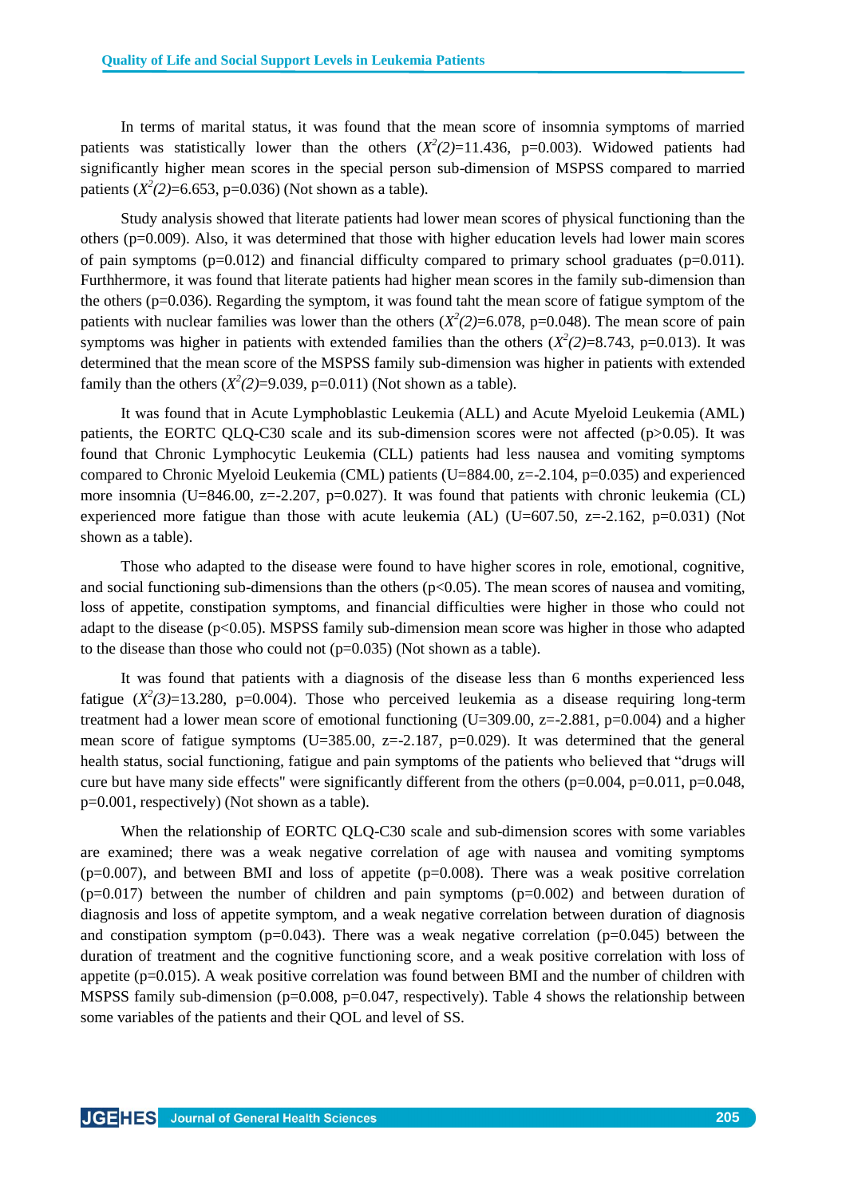In terms of marital status, it was found that the mean score of insomnia symptoms of married patients was statistically lower than the others ($X^2(2)$=11.436, p=0.003). Widowed patients had significantly higher mean scores in the special person sub-dimension of MSPSS compared to married patients ($X^2(2)$=6.653, p=0.036) (Not shown as a table).

Study analysis showed that literate patients had lower mean scores of physical functioning than the others (p=0.009). Also, it was determined that those with higher education levels had lower main scores of pain symptoms (p=0.012) and financial difficulty compared to primary school graduates (p=0.011). Furthhermore, it was found that literate patients had higher mean scores in the family sub-dimension than the others (p=0.036). Regarding the symptom, it was found taht the mean score of fatigue symptom of the patients with nuclear families was lower than the others ($X^2(2)$=6.078, p=0.048). The mean score of pain symptoms was higher in patients with extended families than the others ($X^2(2)$=8.743, p=0.013). It was determined that the mean score of the MSPSS family sub-dimension was higher in patients with extended family than the others ($X^2(2)$=9.039, p=0.011) (Not shown as a table).

It was found that in Acute Lymphoblastic Leukemia (ALL) and Acute Myeloid Leukemia (AML) patients, the EORTC QLQ-C30 scale and its sub-dimension scores were not affected (p>0.05). It was found that Chronic Lymphocytic Leukemia (CLL) patients had less nausea and vomiting symptoms compared to Chronic Myeloid Leukemia (CML) patients (U=884.00, z=-2.104, p=0.035) and experienced more insomnia (U=846.00, z=-2.207, p=0.027). It was found that patients with chronic leukemia (CL) experienced more fatigue than those with acute leukemia (AL) (U=607.50, z=-2.162, p=0.031) (Not shown as a table).

Those who adapted to the disease were found to have higher scores in role, emotional, cognitive, and social functioning sub-dimensions than the others (p<0.05). The mean scores of nausea and vomiting, loss of appetite, constipation symptoms, and financial difficulties were higher in those who could not adapt to the disease (p<0.05). MSPSS family sub-dimension mean score was higher in those who adapted to the disease than those who could not (p=0.035) (Not shown as a table).

It was found that patients with a diagnosis of the disease less than 6 months experienced less fatigue ($X^2(3)$=13.280, p=0.004). Those who perceived leukemia as a disease requiring long-term treatment had a lower mean score of emotional functioning (U=309.00, z=-2.881, p=0.004) and a higher mean score of fatigue symptoms (U=385.00, z=-2.187, p=0.029). It was determined that the general health status, social functioning, fatigue and pain symptoms of the patients who believed that "drugs will cure but have many side effects" were significantly different from the others (p=0.004, p=0.011, p=0.048, p=0.001, respectively) (Not shown as a table).

When the relationship of EORTC QLQ-C30 scale and sub-dimension scores with some variables are examined; there was a weak negative correlation of age with nausea and vomiting symptoms (p=0.007), and between BMI and loss of appetite (p=0.008). There was a weak positive correlation (p=0.017) between the number of children and pain symptoms (p=0.002) and between duration of diagnosis and loss of appetite symptom, and a weak negative correlation between duration of diagnosis and constipation symptom (p=0.043). There was a weak negative correlation (p=0.045) between the duration of treatment and the cognitive functioning score, and a weak positive correlation with loss of appetite (p=0.015). A weak positive correlation was found between BMI and the number of children with MSPSS family sub-dimension (p=0.008, p=0.047, respectively). Table 4 shows the relationship between some variables of the patients and their QOL and level of SS.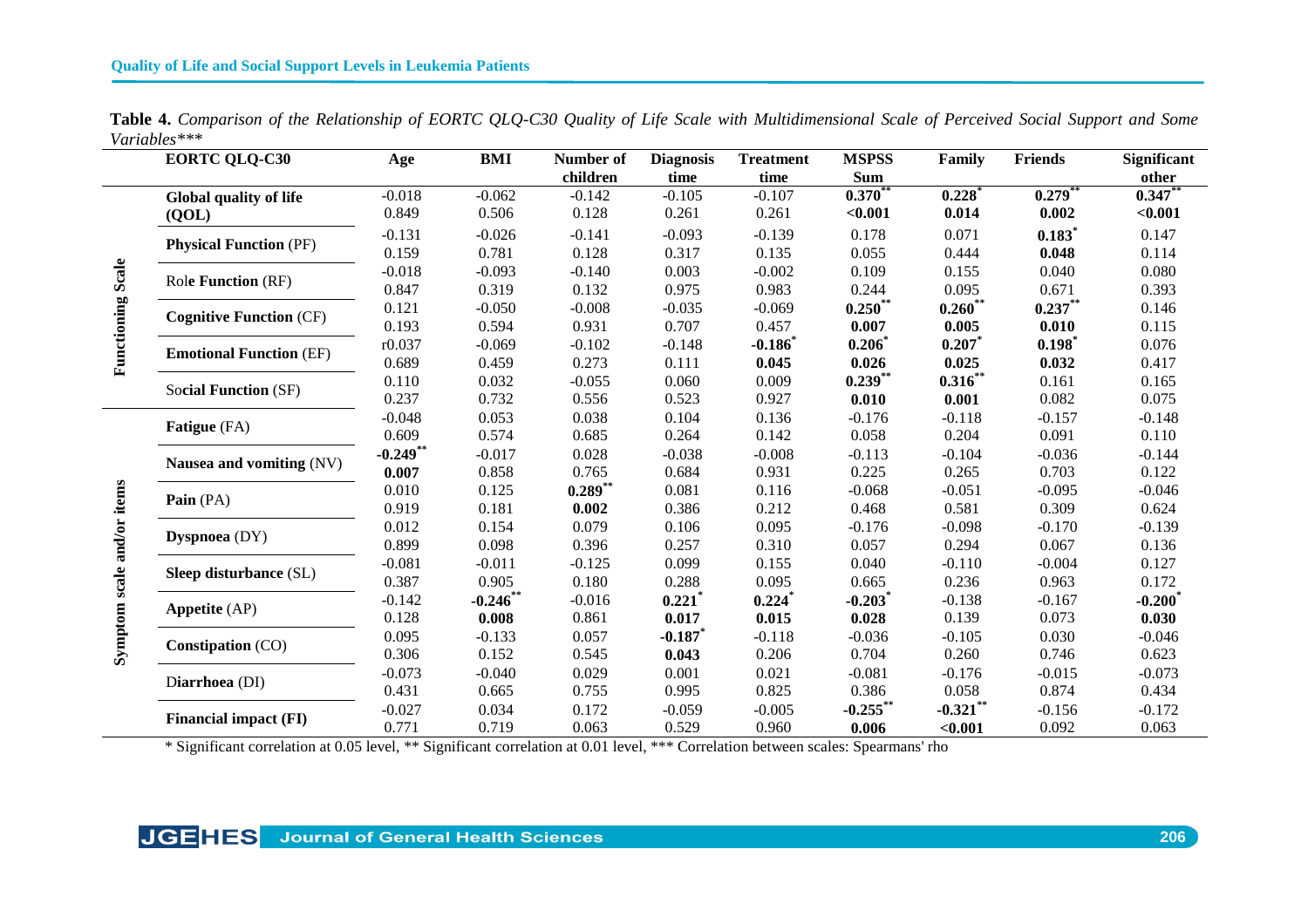**Table 4.** *Comparison of the Relationship of EORTC QLQ-C30 Quality of Life Scale with Multidimensional Scale of Perceived Social Support and Some Variables****

| | EORTC QLQ-C30 | Age | BMI | Number of children | Diagnosis time | Treatment time | MSPSS Sum | Family | Friends | Significant other |
|---|---|---|---|---|---|---|---|---|---|---|
| | **Global quality of life (QOL)** | -0.018 | -0.062 | -0.142 | -0.105 | -0.107 | **0.370**** | **0.228*** | **0.279**** | **0.347**** |
| | | 0.849 | 0.506 | 0.128 | 0.261 | 0.261 | **<0.001** | **0.014** | **0.002** | **<0.001** |
| Functioning Scale | **Physical Function** (PF) | -0.131 | -0.026 | -0.141 | -0.093 | -0.139 | 0.178 | 0.071 | **0.183*** | 0.147 |
| | | 0.159 | 0.781 | 0.128 | 0.317 | 0.135 | 0.055 | 0.444 | **0.048** | 0.114 |
| | Rol**e Function** (RF) | -0.018 | -0.093 | -0.140 | 0.003 | -0.002 | 0.109 | 0.155 | 0.040 | 0.080 |
| | | 0.847 | 0.319 | 0.132 | 0.975 | 0.983 | 0.244 | 0.095 | 0.671 | 0.393 |
| | **Cognitive Function** (CF) | 0.121 | -0.050 | -0.008 | -0.035 | -0.069 | **0.250**** | **0.260**** | **0.237**** | 0.146 |
| | | 0.193 | 0.594 | 0.931 | 0.707 | 0.457 | **0.007** | **0.005** | **0.010** | 0.115 |
| | **Emotional Function** (EF) | r0.037 | -0.069 | -0.102 | -0.148 | **-0.186*** | **0.206*** | **0.207*** | **0.198*** | 0.076 |
| | | 0.689 | 0.459 | 0.273 | 0.111 | **0.045** | **0.026** | **0.025** | **0.032** | 0.417 |
| | Social **Function** (SF) | 0.110 | 0.032 | -0.055 | 0.060 | 0.009 | **0.239**** | **0.316**** | 0.161 | 0.165 |
| | | 0.237 | 0.732 | 0.556 | 0.523 | 0.927 | **0.010** | **0.001** | 0.082 | 0.075 |
| Symptom scale and/or items | **Fatigue** (FA) | -0.048 | 0.053 | 0.038 | 0.104 | 0.136 | -0.176 | -0.118 | -0.157 | -0.148 |
| | | 0.609 | 0.574 | 0.685 | 0.264 | 0.142 | 0.058 | 0.204 | 0.091 | 0.110 |
| | **Nausea and vomiting** (NV) | **-0.249**** | -0.017 | 0.028 | -0.038 | -0.008 | -0.113 | -0.104 | -0.036 | -0.144 |
| | | **0.007** | 0.858 | 0.765 | 0.684 | 0.931 | 0.225 | 0.265 | 0.703 | 0.122 |
| | **Pain** (PA) | 0.010 | 0.125 | **0.289**** | 0.081 | 0.116 | -0.068 | -0.051 | -0.095 | -0.046 |
| | | 0.919 | 0.181 | **0.002** | 0.386 | 0.212 | 0.468 | 0.581 | 0.309 | 0.624 |
| | **Dyspnoea** (DY) | 0.012 | 0.154 | 0.079 | 0.106 | 0.095 | -0.176 | -0.098 | -0.170 | -0.139 |
| | | 0.899 | 0.098 | 0.396 | 0.257 | 0.310 | 0.057 | 0.294 | 0.067 | 0.136 |
| | **Sleep disturbance** (SL) | -0.081 | -0.011 | -0.125 | 0.099 | 0.155 | 0.040 | -0.110 | -0.004 | 0.127 |
| | | 0.387 | 0.905 | 0.180 | 0.288 | 0.095 | 0.665 | 0.236 | 0.963 | 0.172 |
| | **Appetite** (AP) | -0.142 | **-0.246**** | -0.016 | **0.221*** | **0.224*** | **-0.203*** | -0.138 | -0.167 | **-0.200*** |
| | | 0.128 | **0.008** | 0.861 | **0.017** | **0.015** | **0.028** | 0.139 | 0.073 | **0.030** |
| | **Constipation** (CO) | 0.095 | -0.133 | 0.057 | **-0.187*** | -0.118 | -0.036 | -0.105 | 0.030 | -0.046 |
| | | 0.306 | 0.152 | 0.545 | **0.043** | 0.206 | 0.704 | 0.260 | 0.746 | 0.623 |
| | Diarrhoea (DI) | -0.073 | -0.040 | 0.029 | 0.001 | 0.021 | -0.081 | -0.176 | -0.015 | -0.073 |
| | | 0.431 | 0.665 | 0.755 | 0.995 | 0.825 | 0.386 | 0.058 | 0.874 | 0.434 |
| | **Financial impact (FI)** | -0.027 | 0.034 | 0.172 | -0.059 | -0.005 | **-0.255**** | **-0.321**** | -0.156 | -0.172 |
| | | 0.771 | 0.719 | 0.063 | 0.529 | 0.960 | **0.006** | **<0.001** | 0.092 | 0.063 |

* Significant correlation at 0.05 level, ** Significant correlation at 0.01 level, *** Correlation between scales: Spearmans' rho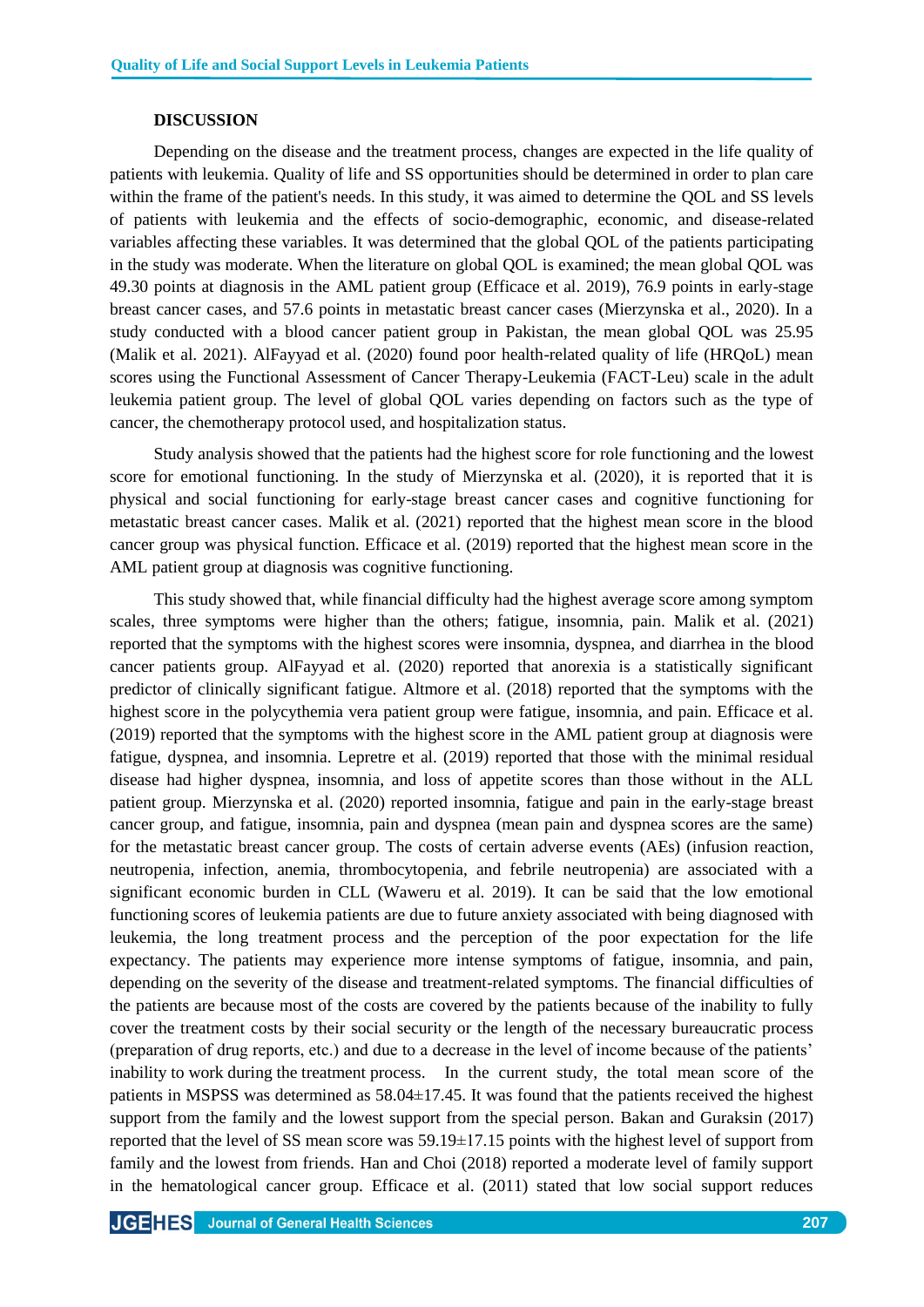## DISCUSSION

Depending on the disease and the treatment process, changes are expected in the life quality of patients with leukemia. Quality of life and SS opportunities should be determined in order to plan care within the frame of the patient's needs. In this study, it was aimed to determine the QOL and SS levels of patients with leukemia and the effects of socio-demographic, economic, and disease-related variables affecting these variables. It was determined that the global QOL of the patients participating in the study was moderate. When the literature on global QOL is examined; the mean global QOL was 49.30 points at diagnosis in the AML patient group (Efficace et al. 2019), 76.9 points in early-stage breast cancer cases, and 57.6 points in metastatic breast cancer cases (Mierzynska et al., 2020). In a study conducted with a blood cancer patient group in Pakistan, the mean global QOL was 25.95 (Malik et al. 2021). AlFayyad et al. (2020) found poor health-related quality of life (HRQoL) mean scores using the Functional Assessment of Cancer Therapy-Leukemia (FACT-Leu) scale in the adult leukemia patient group. The level of global QOL varies depending on factors such as the type of cancer, the chemotherapy protocol used, and hospitalization status.

Study analysis showed that the patients had the highest score for role functioning and the lowest score for emotional functioning. In the study of Mierzynska et al. (2020), it is reported that it is physical and social functioning for early-stage breast cancer cases and cognitive functioning for metastatic breast cancer cases. Malik et al. (2021) reported that the highest mean score in the blood cancer group was physical function. Efficace et al. (2019) reported that the highest mean score in the AML patient group at diagnosis was cognitive functioning.

This study showed that, while financial difficulty had the highest average score among symptom scales, three symptoms were higher than the others; fatigue, insomnia, pain. Malik et al. (2021) reported that the symptoms with the highest scores were insomnia, dyspnea, and diarrhea in the blood cancer patients group. AlFayyad et al. (2020) reported that anorexia is a statistically significant predictor of clinically significant fatigue. Altmore et al. (2018) reported that the symptoms with the highest score in the polycythemia vera patient group were fatigue, insomnia, and pain. Efficace et al. (2019) reported that the symptoms with the highest score in the AML patient group at diagnosis were fatigue, dyspnea, and insomnia. Lepretre et al. (2019) reported that those with the minimal residual disease had higher dyspnea, insomnia, and loss of appetite scores than those without in the ALL patient group. Mierzynska et al. (2020) reported insomnia, fatigue and pain in the early-stage breast cancer group, and fatigue, insomnia, pain and dyspnea (mean pain and dyspnea scores are the same) for the metastatic breast cancer group. The costs of certain adverse events (AEs) (infusion reaction, neutropenia, infection, anemia, thrombocytopenia, and febrile neutropenia) are associated with a significant economic burden in CLL (Waweru et al. 2019). It can be said that the low emotional functioning scores of leukemia patients are due to future anxiety associated with being diagnosed with leukemia, the long treatment process and the perception of the poor expectation for the life expectancy. The patients may experience more intense symptoms of fatigue, insomnia, and pain, depending on the severity of the disease and treatment-related symptoms. The financial difficulties of the patients are because most of the costs are covered by the patients because of the inability to fully cover the treatment costs by their social security or the length of the necessary bureaucratic process (preparation of drug reports, etc.) and due to a decrease in the level of income because of the patients' inability to work during the treatment process. In the current study, the total mean score of the patients in MSPSS was determined as 58.04±17.45. It was found that the patients received the highest support from the family and the lowest support from the special person. Bakan and Guraksin (2017) reported that the level of SS mean score was 59.19±17.15 points with the highest level of support from family and the lowest from friends. Han and Choi (2018) reported a moderate level of family support in the hematological cancer group. Efficace et al. (2011) stated that low social support reduces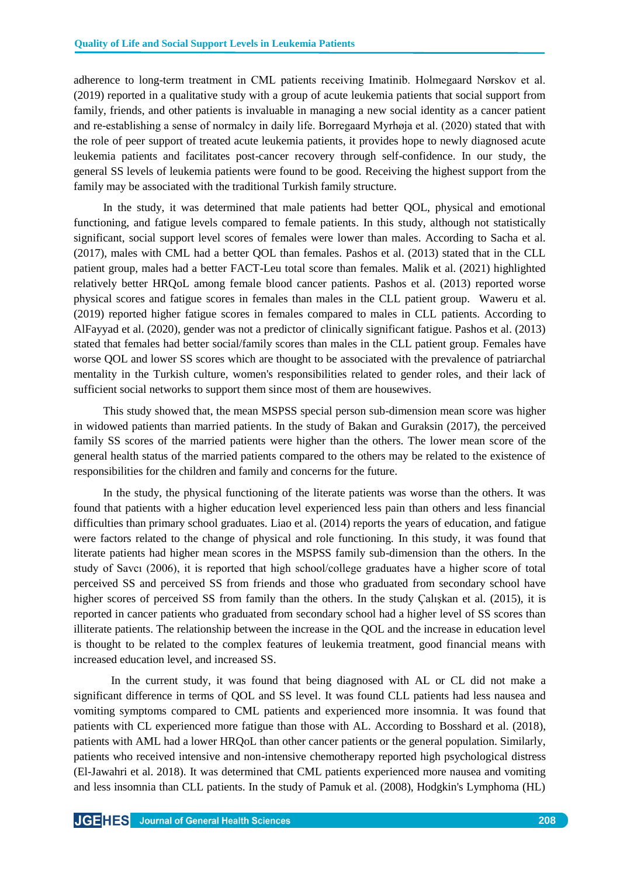adherence to long-term treatment in CML patients receiving Imatinib. Holmegaard Nørskov et al. (2019) reported in a qualitative study with a group of acute leukemia patients that social support from family, friends, and other patients is invaluable in managing a new social identity as a cancer patient and re-establishing a sense of normalcy in daily life. Borregaard Myrhøja et al. (2020) stated that with the role of peer support of treated acute leukemia patients, it provides hope to newly diagnosed acute leukemia patients and facilitates post-cancer recovery through self-confidence. In our study, the general SS levels of leukemia patients were found to be good. Receiving the highest support from the family may be associated with the traditional Turkish family structure.

In the study, it was determined that male patients had better QOL, physical and emotional functioning, and fatigue levels compared to female patients. In this study, although not statistically significant, social support level scores of females were lower than males. According to Sacha et al. (2017), males with CML had a better QOL than females. Pashos et al. (2013) stated that in the CLL patient group, males had a better FACT-Leu total score than females. Malik et al. (2021) highlighted relatively better HRQoL among female blood cancer patients. Pashos et al. (2013) reported worse physical scores and fatigue scores in females than males in the CLL patient group. Waweru et al. (2019) reported higher fatigue scores in females compared to males in CLL patients. According to AlFayyad et al. (2020), gender was not a predictor of clinically significant fatigue. Pashos et al. (2013) stated that females had better social/family scores than males in the CLL patient group. Females have worse QOL and lower SS scores which are thought to be associated with the prevalence of patriarchal mentality in the Turkish culture, women's responsibilities related to gender roles, and their lack of sufficient social networks to support them since most of them are housewives.

This study showed that, the mean MSPSS special person sub-dimension mean score was higher in widowed patients than married patients. In the study of Bakan and Guraksin (2017), the perceived family SS scores of the married patients were higher than the others. The lower mean score of the general health status of the married patients compared to the others may be related to the existence of responsibilities for the children and family and concerns for the future.

In the study, the physical functioning of the literate patients was worse than the others. It was found that patients with a higher education level experienced less pain than others and less financial difficulties than primary school graduates. Liao et al. (2014) reports the years of education, and fatigue were factors related to the change of physical and role functioning. In this study, it was found that literate patients had higher mean scores in the MSPSS family sub-dimension than the others. In the study of Savcı (2006), it is reported that high school/college graduates have a higher score of total perceived SS and perceived SS from friends and those who graduated from secondary school have higher scores of perceived SS from family than the others. In the study Çalışkan et al. (2015), it is reported in cancer patients who graduated from secondary school had a higher level of SS scores than illiterate patients. The relationship between the increase in the QOL and the increase in education level is thought to be related to the complex features of leukemia treatment, good financial means with increased education level, and increased SS.

In the current study, it was found that being diagnosed with AL or CL did not make a significant difference in terms of QOL and SS level. It was found CLL patients had less nausea and vomiting symptoms compared to CML patients and experienced more insomnia. It was found that patients with CL experienced more fatigue than those with AL. According to Bosshard et al. (2018), patients with AML had a lower HRQoL than other cancer patients or the general population. Similarly, patients who received intensive and non-intensive chemotherapy reported high psychological distress (El-Jawahri et al. 2018). It was determined that CML patients experienced more nausea and vomiting and less insomnia than CLL patients. In the study of Pamuk et al. (2008), Hodgkin's Lymphoma (HL)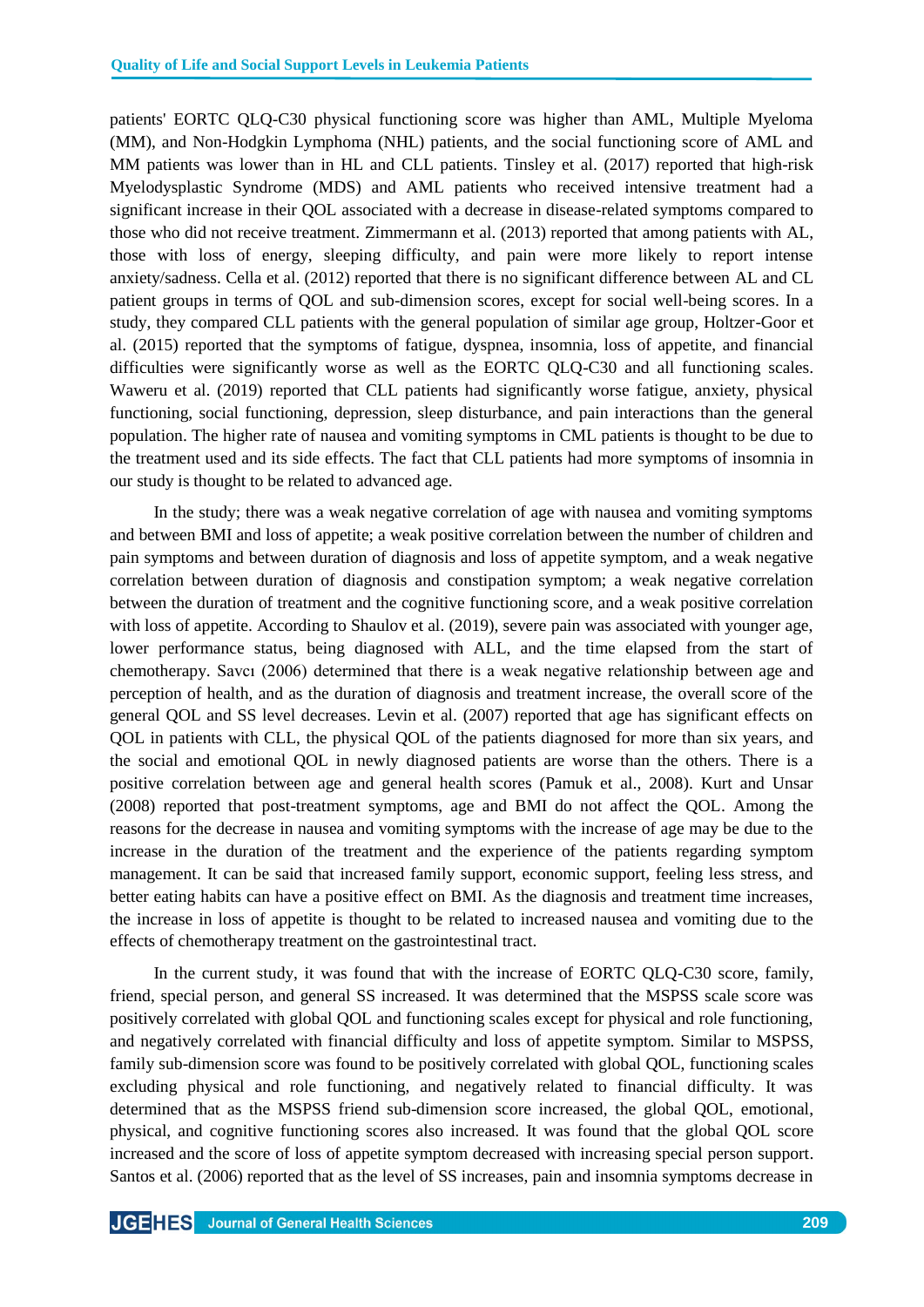patients' EORTC QLQ-C30 physical functioning score was higher than AML, Multiple Myeloma (MM), and Non-Hodgkin Lymphoma (NHL) patients, and the social functioning score of AML and MM patients was lower than in HL and CLL patients. Tinsley et al. (2017) reported that high-risk Myelodysplastic Syndrome (MDS) and AML patients who received intensive treatment had a significant increase in their QOL associated with a decrease in disease-related symptoms compared to those who did not receive treatment. Zimmermann et al. (2013) reported that among patients with AL, those with loss of energy, sleeping difficulty, and pain were more likely to report intense anxiety/sadness. Cella et al. (2012) reported that there is no significant difference between AL and CL patient groups in terms of QOL and sub-dimension scores, except for social well-being scores. In a study, they compared CLL patients with the general population of similar age group, Holtzer-Goor et al. (2015) reported that the symptoms of fatigue, dyspnea, insomnia, loss of appetite, and financial difficulties were significantly worse as well as the EORTC QLQ-C30 and all functioning scales. Waweru et al. (2019) reported that CLL patients had significantly worse fatigue, anxiety, physical functioning, social functioning, depression, sleep disturbance, and pain interactions than the general population. The higher rate of nausea and vomiting symptoms in CML patients is thought to be due to the treatment used and its side effects. The fact that CLL patients had more symptoms of insomnia in our study is thought to be related to advanced age.

In the study; there was a weak negative correlation of age with nausea and vomiting symptoms and between BMI and loss of appetite; a weak positive correlation between the number of children and pain symptoms and between duration of diagnosis and loss of appetite symptom, and a weak negative correlation between duration of diagnosis and constipation symptom; a weak negative correlation between the duration of treatment and the cognitive functioning score, and a weak positive correlation with loss of appetite. According to Shaulov et al. (2019), severe pain was associated with younger age, lower performance status, being diagnosed with ALL, and the time elapsed from the start of chemotherapy. Savcı (2006) determined that there is a weak negative relationship between age and perception of health, and as the duration of diagnosis and treatment increase, the overall score of the general QOL and SS level decreases. Levin et al. (2007) reported that age has significant effects on QOL in patients with CLL, the physical QOL of the patients diagnosed for more than six years, and the social and emotional QOL in newly diagnosed patients are worse than the others. There is a positive correlation between age and general health scores (Pamuk et al., 2008). Kurt and Unsar (2008) reported that post-treatment symptoms, age and BMI do not affect the QOL. Among the reasons for the decrease in nausea and vomiting symptoms with the increase of age may be due to the increase in the duration of the treatment and the experience of the patients regarding symptom management. It can be said that increased family support, economic support, feeling less stress, and better eating habits can have a positive effect on BMI. As the diagnosis and treatment time increases, the increase in loss of appetite is thought to be related to increased nausea and vomiting due to the effects of chemotherapy treatment on the gastrointestinal tract.

In the current study, it was found that with the increase of EORTC QLQ-C30 score, family, friend, special person, and general SS increased. It was determined that the MSPSS scale score was positively correlated with global QOL and functioning scales except for physical and role functioning, and negatively correlated with financial difficulty and loss of appetite symptom. Similar to MSPSS, family sub-dimension score was found to be positively correlated with global QOL, functioning scales excluding physical and role functioning, and negatively related to financial difficulty. It was determined that as the MSPSS friend sub-dimension score increased, the global QOL, emotional, physical, and cognitive functioning scores also increased. It was found that the global QOL score increased and the score of loss of appetite symptom decreased with increasing special person support. Santos et al. (2006) reported that as the level of SS increases, pain and insomnia symptoms decrease in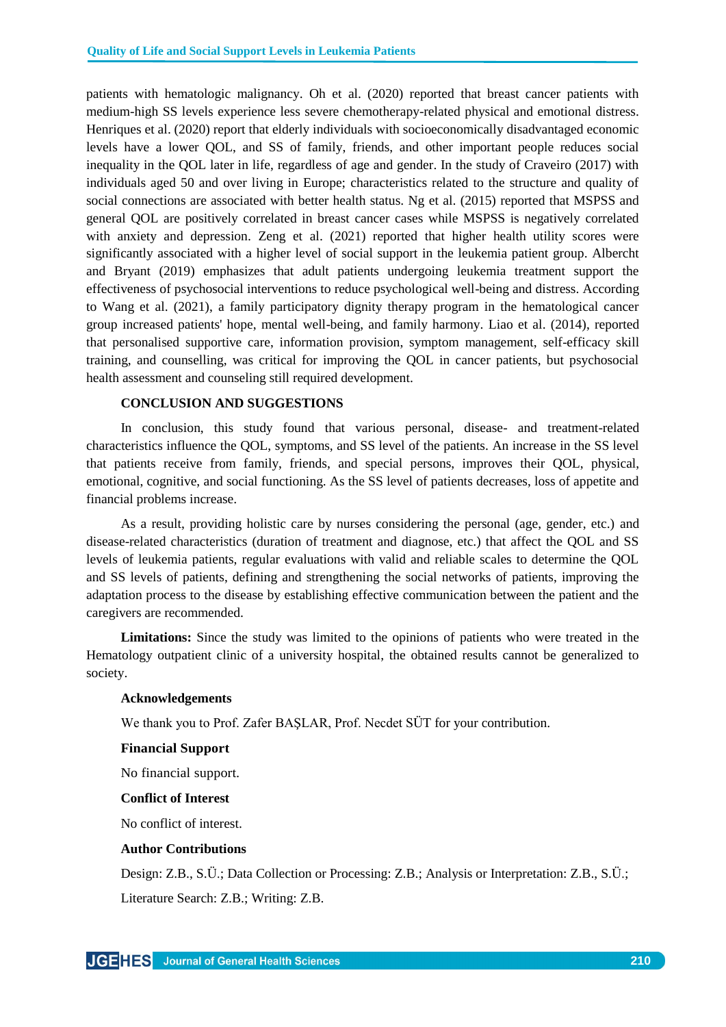patients with hematologic malignancy. Oh et al. (2020) reported that breast cancer patients with medium-high SS levels experience less severe chemotherapy-related physical and emotional distress. Henriques et al. (2020) report that elderly individuals with socioeconomically disadvantaged economic levels have a lower QOL, and SS of family, friends, and other important people reduces social inequality in the QOL later in life, regardless of age and gender. In the study of Craveiro (2017) with individuals aged 50 and over living in Europe; characteristics related to the structure and quality of social connections are associated with better health status. Ng et al. (2015) reported that MSPSS and general QOL are positively correlated in breast cancer cases while MSPSS is negatively correlated with anxiety and depression. Zeng et al. (2021) reported that higher health utility scores were significantly associated with a higher level of social support in the leukemia patient group. Albercht and Bryant (2019) emphasizes that adult patients undergoing leukemia treatment support the effectiveness of psychosocial interventions to reduce psychological well-being and distress. According to Wang et al. (2021), a family participatory dignity therapy program in the hematological cancer group increased patients' hope, mental well-being, and family harmony. Liao et al. (2014), reported that personalised supportive care, information provision, symptom management, self-efficacy skill training, and counselling, was critical for improving the QOL in cancer patients, but psychosocial health assessment and counseling still required development.

## CONCLUSION AND SUGGESTIONS

In conclusion, this study found that various personal, disease- and treatment-related characteristics influence the QOL, symptoms, and SS level of the patients. An increase in the SS level that patients receive from family, friends, and special persons, improves their QOL, physical, emotional, cognitive, and social functioning. As the SS level of patients decreases, loss of appetite and financial problems increase.

As a result, providing holistic care by nurses considering the personal (age, gender, etc.) and disease-related characteristics (duration of treatment and diagnose, etc.) that affect the QOL and SS levels of leukemia patients, regular evaluations with valid and reliable scales to determine the QOL and SS levels of patients, defining and strengthening the social networks of patients, improving the adaptation process to the disease by establishing effective communication between the patient and the caregivers are recommended.

**Limitations:** Since the study was limited to the opinions of patients who were treated in the Hematology outpatient clinic of a university hospital, the obtained results cannot be generalized to society.

**Acknowledgements**

We thank you to Prof. Zafer BAŞLAR, Prof. Necdet SÜT for your contribution.

**Financial Support**

No financial support.

**Conflict of Interest**

No conflict of interest.

**Author Contributions**

Design: Z.B., S.Ü.; Data Collection or Processing: Z.B.; Analysis or Interpretation: Z.B., S.Ü.;

Literature Search: Z.B.; Writing: Z.B.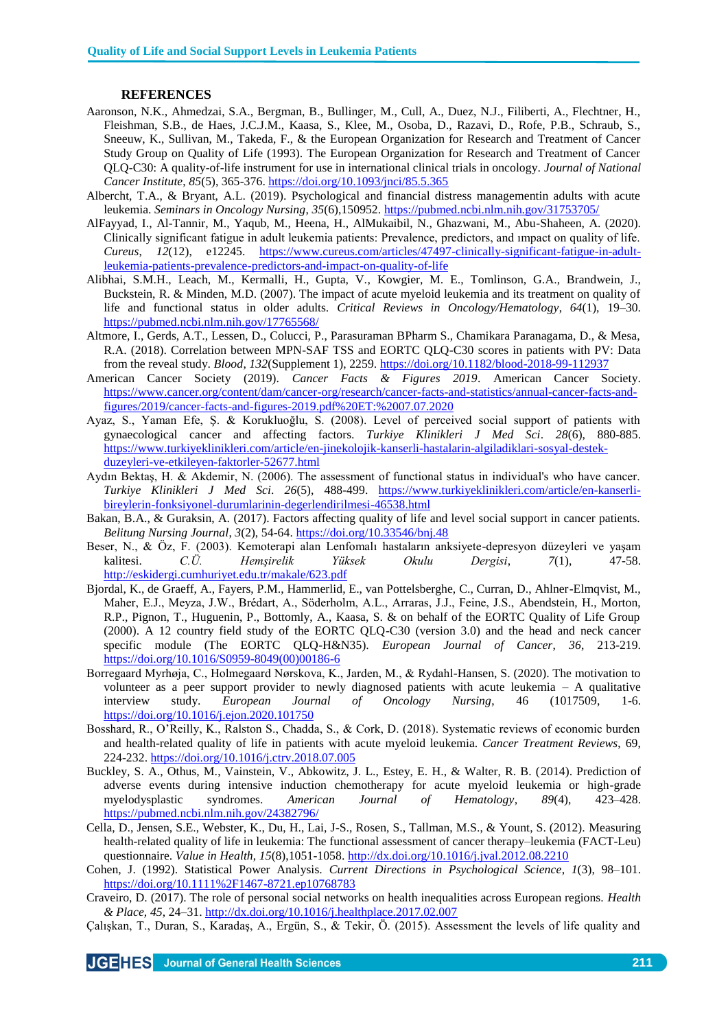## REFERENCES

Aaronson, N.K., Ahmedzai, S.A., Bergman, B., Bullinger, M., Cull, A., Duez, N.J., Filiberti, A., Flechtner, H., Fleishman, S.B., de Haes, J.C.J.M., Kaasa, S., Klee, M., Osoba, D., Razavi, D., Rofe, P.B., Schraub, S., Sneeuw, K., Sullivan, M., Takeda, F., & the European Organization for Research and Treatment of Cancer Study Group on Quality of Life (1993). The European Organization for Research and Treatment of Cancer QLQ-C30: A quality-of-life instrument for use in international clinical trials in oncology. *Journal of National Cancer Institute*, *85*(5), 365-376. https://doi.org/10.1093/jnci/85.5.365

Albercht, T.A., & Bryant, A.L. (2019). Psychological and financial distress managementin adults with acute leukemia. *Seminars in Oncology Nursing*, *35*(6),150952. https://pubmed.ncbi.nlm.nih.gov/31753705/

AlFayyad, I., Al-Tannir, M., Yaqub, M., Heena, H., AlMukaibil, N., Ghazwani, M., Abu-Shaheen, A. (2020). Clinically significant fatigue in adult leukemia patients: Prevalence, predictors, and ımpact on quality of life. *Cureus*, *12*(12), e12245. https://www.cureus.com/articles/47497-clinically-significant-fatigue-in-adult-leukemia-patients-prevalence-predictors-and-impact-on-quality-of-life

Alibhai, S.M.H., Leach, M., Kermalli, H., Gupta, V., Kowgier, M. E., Tomlinson, G.A., Brandwein, J., Buckstein, R. & Minden, M.D. (2007). The impact of acute myeloid leukemia and its treatment on quality of life and functional status in older adults. *Critical Reviews in Oncology/Hematology*, *64*(1), 19–30. https://pubmed.ncbi.nlm.nih.gov/17765568/

Altmore, I., Gerds, A.T., Lessen, D., Colucci, P., Parasuraman BPharm S., Chamikara Paranagama, D., & Mesa, R.A. (2018). Correlation between MPN-SAF TSS and EORTC QLQ-C30 scores in patients with PV: Data from the reveal study. *Blood*, *132*(Supplement 1), 2259. https://doi.org/10.1182/blood-2018-99-112937

American Cancer Society (2019). *Cancer Facts & Figures 2019*. American Cancer Society. https://www.cancer.org/content/dam/cancer-org/research/cancer-facts-and-statistics/annual-cancer-facts-and-figures/2019/cancer-facts-and-figures-2019.pdf%20ET:%2007.07.2020

Ayaz, S., Yaman Efe, Ş. & Korukluoğlu, S. (2008). Level of perceived social support of patients with gynaecological cancer and affecting factors. *Turkiye Klinikleri J Med Sci*. *28*(6), 880-885. https://www.turkiyeklinikleri.com/article/en-jinekolojik-kanserli-hastalarin-algiladiklari-sosyal-destek-duzeyleri-ve-etkileyen-faktorler-52677.html

Aydın Bektaş, H. & Akdemir, N. (2006). The assessment of functional status in individual's who have cancer. *Turkiye Klinikleri J Med Sci*. *26*(5), 488-499. https://www.turkiyeklinikleri.com/article/en-kanserli-bireylerin-fonksiyonel-durumlarinin-degerlendirilmesi-46538.html

Bakan, B.A., & Guraksin, A. (2017). Factors affecting quality of life and level social support in cancer patients. *Belitung Nursing Journal*, *3*(2), 54-64. https://doi.org/10.33546/bnj.48

Beser, N., & Öz, F. (2003). Kemoterapi alan Lenfomalı hastaların anksiyete-depresyon düzeyleri ve yaşam kalitesi. *C.Ü. Hemşirelik Yüksek Okulu Dergisi*, *7*(1), 47-58. http://eskidergi.cumhuriyet.edu.tr/makale/623.pdf

Bjordal, K., de Graeff, A., Fayers, P.M., Hammerlid, E., van Pottelsberghe, C., Curran, D., Ahlner-Elmqvist, M., Maher, E.J., Meyza, J.W., Brédart, A., Söderholm, A.L., Arraras, J.J., Feine, J.S., Abendstein, H., Morton, R.P., Pignon, T., Huguenin, P., Bottomly, A., Kaasa, S. & on behalf of the EORTC Quality of Life Group (2000). A 12 country field study of the EORTC QLQ-C30 (version 3.0) and the head and neck cancer specific module (The EORTC QLQ-H&N35). *European Journal of Cancer*, *36*, 213-219. https://doi.org/10.1016/S0959-8049(00)00186-6

Borregaard Myrhøja, C., Holmegaard Nørskova, K., Jarden, M., & Rydahl-Hansen, S. (2020). The motivation to volunteer as a peer support provider to newly diagnosed patients with acute leukemia – A qualitative interview study. *European Journal of Oncology Nursing*, 46 (1017509, 1-6. https://doi.org/10.1016/j.ejon.2020.101750

Bosshard, R., O'Reilly, K., Ralston S., Chadda, S., & Cork, D. (2018). Systematic reviews of economic burden and health-related quality of life in patients with acute myeloid leukemia. *Cancer Treatment Reviews*, 69, 224-232. https://doi.org/10.1016/j.ctrv.2018.07.005

Buckley, S. A., Othus, M., Vainstein, V., Abkowitz, J. L., Estey, E. H., & Walter, R. B. (2014). Prediction of adverse events during intensive induction chemotherapy for acute myeloid leukemia or high-grade myelodysplastic syndromes. *American Journal of Hematology*, *89*(4), 423–428. https://pubmed.ncbi.nlm.nih.gov/24382796/

Cella, D., Jensen, S.E., Webster, K., Du, H., Lai, J-S., Rosen, S., Tallman, M.S., & Yount, S. (2012). Measuring health-related quality of life in leukemia: The functional assessment of cancer therapy–leukemia (FACT-Leu) questionnaire. *Value in Health*, *15*(8),1051-1058. http://dx.doi.org/10.1016/j.jval.2012.08.2210

Cohen, J. (1992). Statistical Power Analysis. *Current Directions in Psychological Science*, *1*(3), 98–101. https://doi.org/10.1111%2F1467-8721.ep10768783

Craveiro, D. (2017). The role of personal social networks on health inequalities across European regions. *Health & Place*, *45*, 24–31. http://dx.doi.org/10.1016/j.healthplace.2017.02.007

Çalışkan, T., Duran, S., Karadaş, A., Ergün, S., & Tekir, Ö. (2015). Assessment the levels of life quality and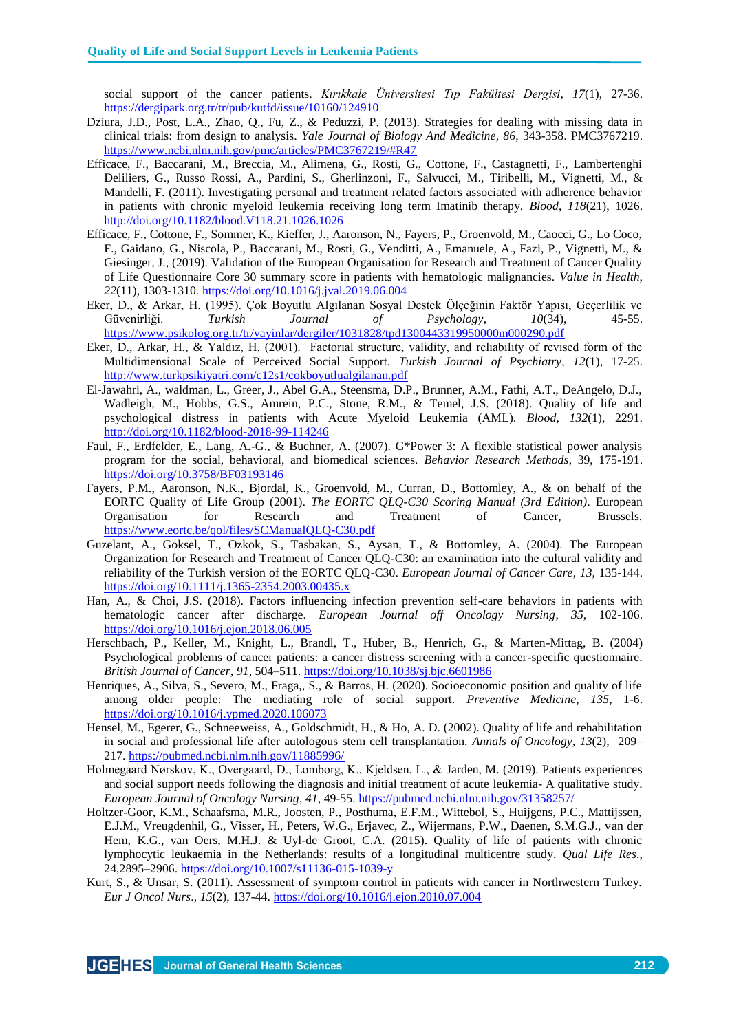social support of the cancer patients. *Kırıkkale Üniversitesi Tıp Fakültesi Dergisi*, *17*(1), 27-36. https://dergipark.org.tr/tr/pub/kutfd/issue/10160/124910

Dziura, J.D., Post, L.A., Zhao, Q., Fu, Z., & Peduzzi, P. (2013). Strategies for dealing with missing data in clinical trials: from design to analysis. *Yale Journal of Biology And Medicine*, *86*, 343-358. PMC3767219. https://www.ncbi.nlm.nih.gov/pmc/articles/PMC3767219/#R47

Efficace, F., Baccarani, M., Breccia, M., Alimena, G., Rosti, G., Cottone, F., Castagnetti, F., Lambertenghi Deliliers, G., Russo Rossi, A., Pardini, S., Gherlinzoni, F., Salvucci, M., Tiribelli, M., Vignetti, M., & Mandelli, F. (2011). Investigating personal and treatment related factors associated with adherence behavior in patients with chronic myeloid leukemia receiving long term Imatinib therapy. *Blood*, *118*(21), 1026. http://doi.org/10.1182/blood.V118.21.1026.1026

Efficace, F., Cottone, F., Sommer, K., Kieffer, J., Aaronson, N., Fayers, P., Groenvold, M., Caocci, G., Lo Coco, F., Gaidano, G., Niscola, P., Baccarani, M., Rosti, G., Venditti, A., Emanuele, A., Fazi, P., Vignetti, M., & Giesinger, J., (2019). Validation of the European Organisation for Research and Treatment of Cancer Quality of Life Questionnaire Core 30 summary score in patients with hematologic malignancies. *Value in Health*, *22*(11), 1303-1310. https://doi.org/10.1016/j.jval.2019.06.004

Eker, D., & Arkar, H. (1995). Çok Boyutlu Algılanan Sosyal Destek Ölçeğinin Faktör Yapısı, Geçerlilik ve Güvenirliği. *Turkish Journal of Psychology*, *10*(34), 45-55. https://www.psikolog.org.tr/tr/yayinlar/dergiler/1031828/tpd1300443319950000m000290.pdf

Eker, D., Arkar, H., & Yaldız, H. (2001). Factorial structure, validity, and reliability of revised form of the Multidimensional Scale of Perceived Social Support. *Turkish Journal of Psychiatry*, *12*(1), 17-25. http://www.turkpsikiyatri.com/c12s1/cokboyutlualgilanan.pdf

El-Jawahri, A., waldman, L., Greer, J., Abel G.A., Steensma, D.P., Brunner, A.M., Fathi, A.T., DeAngelo, D.J., Wadleigh, M., Hobbs, G.S., Amrein, P.C., Stone, R.M., & Temel, J.S. (2018). Quality of life and psychological distress in patients with Acute Myeloid Leukemia (AML). *Blood*, *132*(1), 2291. http://doi.org/10.1182/blood-2018-99-114246

Faul, F., Erdfelder, E., Lang, A.-G., & Buchner, A. (2007). G*Power 3: A flexible statistical power analysis program for the social, behavioral, and biomedical sciences. *Behavior Research Methods*, 39, 175-191. https://doi.org/10.3758/BF03193146

Fayers, P.M., Aaronson, N.K., Bjordal, K., Groenvold, M., Curran, D., Bottomley, A., & on behalf of the EORTC Quality of Life Group (2001). *The EORTC QLQ-C30 Scoring Manual (3rd Edition)*. European Organisation for Research and Treatment of Cancer, Brussels. https://www.eortc.be/qol/files/SCManualQLQ-C30.pdf

Guzelant, A., Goksel, T., Ozkok, S., Tasbakan, S., Aysan, T., & Bottomley, A. (2004). The European Organization for Research and Treatment of Cancer QLQ-C30: an examination into the cultural validity and reliability of the Turkish version of the EORTC QLQ-C30. *European Journal of Cancer Care*, *13*, 135-144. https://doi.org/10.1111/j.1365-2354.2003.00435.x

Han, A., & Choi, J.S. (2018). Factors influencing infection prevention self-care behaviors in patients with hematologic cancer after discharge. *European Journal off Oncology Nursing*, *35*, 102-106. https://doi.org/10.1016/j.ejon.2018.06.005

Herschbach, P., Keller, M., Knight, L., Brandl, T., Huber, B., Henrich, G., & Marten-Mittag, B. (2004) Psychological problems of cancer patients: a cancer distress screening with a cancer-specific questionnaire. *British Journal of Cancer*, *91*, 504–511. https://doi.org/10.1038/sj.bjc.6601986

Henriques, A., Silva, S., Severo, M., Fraga,, S., & Barros, H. (2020). Socioeconomic position and quality of life among older people: The mediating role of social support. *Preventive Medicine*, *135*, 1-6. https://doi.org/10.1016/j.ypmed.2020.106073

Hensel, M., Egerer, G., Schneeweiss, A., Goldschmidt, H., & Ho, A. D. (2002). Quality of life and rehabilitation in social and professional life after autologous stem cell transplantation. *Annals of Oncology*, *13*(2), 209–217. https://pubmed.ncbi.nlm.nih.gov/11885996/

Holmegaard Nørskov, K., Overgaard, D., Lomborg, K., Kjeldsen, L., & Jarden, M. (2019). Patients experiences and social support needs following the diagnosis and initial treatment of acute leukemia- A qualitative study. *European Journal of Oncology Nursing*, *41*, 49-55. https://pubmed.ncbi.nlm.nih.gov/31358257/

Holtzer-Goor, K.M., Schaafsma, M.R., Joosten, P., Posthuma, E.F.M., Wittebol, S., Huijgens, P.C., Mattijssen, E.J.M., Vreugdenhil, G., Visser, H., Peters, W.G., Erjavec, Z., Wijermans, P.W., Daenen, S.M.G.J., van der Hem, K.G., van Oers, M.H.J. & Uyl-de Groot, C.A. (2015). Quality of life of patients with chronic lymphocytic leukaemia in the Netherlands: results of a longitudinal multicentre study. *Qual Life Res*., 24,2895–2906. https://doi.org/10.1007/s11136-015-1039-y

Kurt, S., & Unsar, S. (2011). Assessment of symptom control in patients with cancer in Northwestern Turkey. *Eur J Oncol Nurs*., *15*(2), 137-44. https://doi.org/10.1016/j.ejon.2010.07.004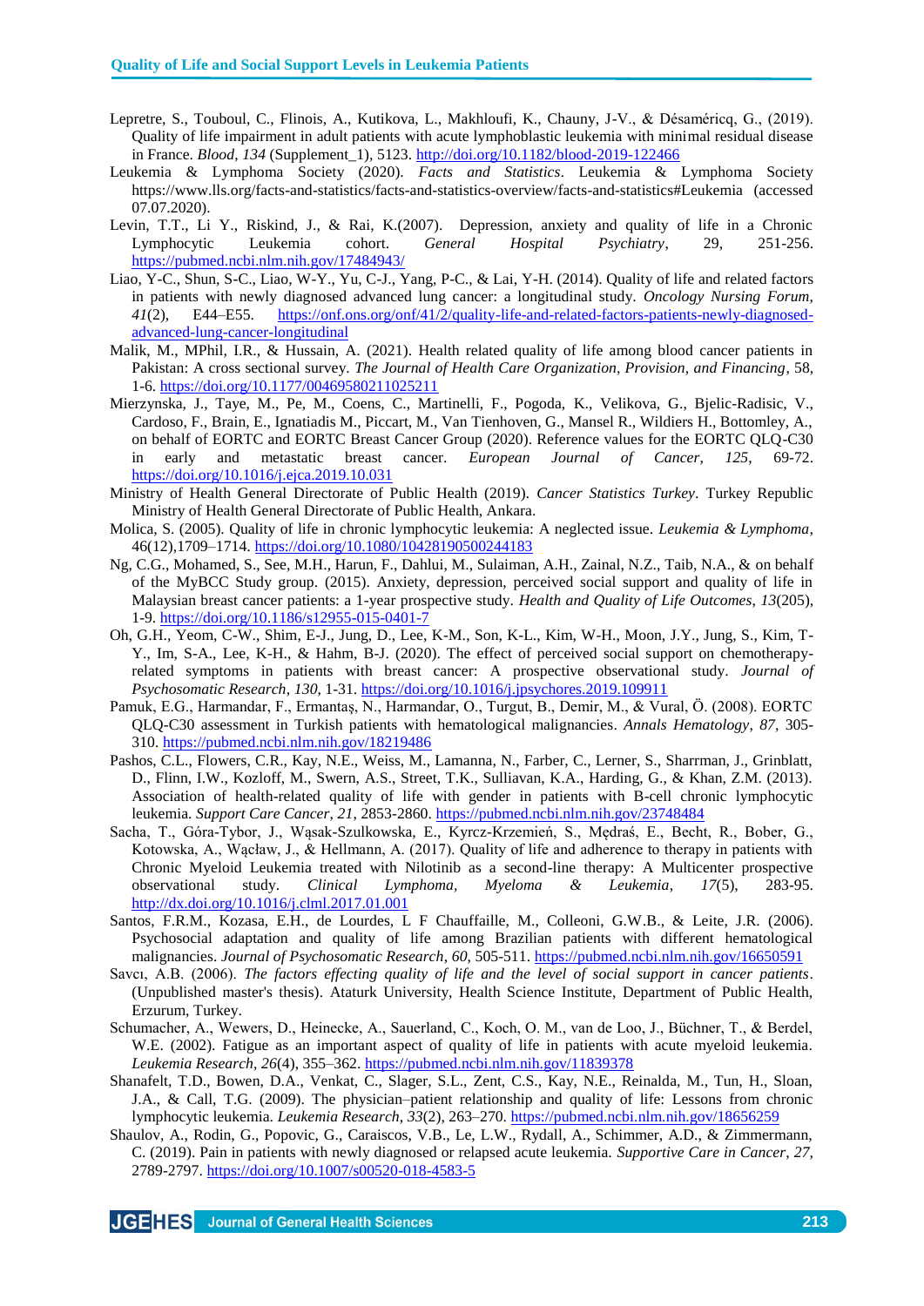Lepretre, S., Touboul, C., Flinois, A., Kutikova, L., Makhloufi, K., Chauny, J-V., & Désaméricq, G., (2019). Quality of life impairment in adult patients with acute lymphoblastic leukemia with minimal residual disease in France. *Blood*, *134* (Supplement_1), 5123. http://doi.org/10.1182/blood-2019-122466

Leukemia & Lymphoma Society (2020). *Facts and Statistics*. Leukemia & Lymphoma Society https://www.lls.org/facts-and-statistics/facts-and-statistics-overview/facts-and-statistics#Leukemia (accessed 07.07.2020).

Levin, T.T., Li Y., Riskind, J., & Rai, K.(2007). Depression, anxiety and quality of life in a Chronic Lymphocytic Leukemia cohort. *General Hospital Psychiatry*, 29, 251-256. https://pubmed.ncbi.nlm.nih.gov/17484943/

Liao, Y-C., Shun, S-C., Liao, W-Y., Yu, C-J., Yang, P-C., & Lai, Y-H. (2014). Quality of life and related factors in patients with newly diagnosed advanced lung cancer: a longitudinal study. *Oncology Nursing Forum*, *41*(2), E44–E55. https://onf.ons.org/onf/41/2/quality-life-and-related-factors-patients-newly-diagnosed-advanced-lung-cancer-longitudinal

Malik, M., MPhil, I.R., & Hussain, A. (2021). Health related quality of life among blood cancer patients in Pakistan: A cross sectional survey. *The Journal of Health Care Organization, Provision, and Financing*, 58, 1-6. https://doi.org/10.1177/00469580211025211

Mierzynska, J., Taye, M., Pe, M., Coens, C., Martinelli, F., Pogoda, K., Velikova, G., Bjelic-Radisic, V., Cardoso, F., Brain, E., Ignatiadis M., Piccart, M., Van Tienhoven, G., Mansel R., Wildiers H., Bottomley, A., on behalf of EORTC and EORTC Breast Cancer Group (2020). Reference values for the EORTC QLQ-C30 in early and metastatic breast cancer. *European Journal of Cancer*, *125*, 69-72. https://doi.org/10.1016/j.ejca.2019.10.031

Ministry of Health General Directorate of Public Health (2019). *Cancer Statistics Turkey*. Turkey Republic Ministry of Health General Directorate of Public Health, Ankara.

Molica, S. (2005). Quality of life in chronic lymphocytic leukemia: A neglected issue. *Leukemia & Lymphoma*, 46(12),1709–1714. https://doi.org/10.1080/10428190500244183

Ng, C.G., Mohamed, S., See, M.H., Harun, F., Dahlui, M., Sulaiman, A.H., Zainal, N.Z., Taib, N.A., & on behalf of the MyBCC Study group. (2015). Anxiety, depression, perceived social support and quality of life in Malaysian breast cancer patients: a 1-year prospective study. *Health and Quality of Life Outcomes*, *13*(205), 1-9. https://doi.org/10.1186/s12955-015-0401-7

Oh, G.H., Yeom, C-W., Shim, E-J., Jung, D., Lee, K-M., Son, K-L., Kim, W-H., Moon, J.Y., Jung, S., Kim, T-Y., Im, S-A., Lee, K-H., & Hahm, B-J. (2020). The effect of perceived social support on chemotherapy-related symptoms in patients with breast cancer: A prospective observational study. *Journal of Psychosomatic Research*, *130*, 1-31. https://doi.org/10.1016/j.jpsychores.2019.109911

Pamuk, E.G., Harmandar, F., Ermantaş, N., Harmandar, O., Turgut, B., Demir, M., & Vural, Ö. (2008). EORTC QLQ-C30 assessment in Turkish patients with hematological malignancies. *Annals Hematology*, *87*, 305-310. https://pubmed.ncbi.nlm.nih.gov/18219486

Pashos, C.L., Flowers, C.R., Kay, N.E., Weiss, M., Lamanna, N., Farber, C., Lerner, S., Sharrman, J., Grinblatt, D., Flinn, I.W., Kozloff, M., Swern, A.S., Street, T.K., Sulliavan, K.A., Harding, G., & Khan, Z.M. (2013). Association of health-related quality of life with gender in patients with B-cell chronic lymphocytic leukemia. *Support Care Cancer*, *21*, 2853-2860. https://pubmed.ncbi.nlm.nih.gov/23748484

Sacha, T., Góra-Tybor, J., Wąsak-Szulkowska, E., Kyrcz-Krzemień, S., Mędraś, E., Becht, R., Bober, G., Kotowska, A., Wącław, J., & Hellmann, A. (2017). Quality of life and adherence to therapy in patients with Chronic Myeloid Leukemia treated with Nilotinib as a second-line therapy: A Multicenter prospective observational study. *Clinical Lymphoma, Myeloma & Leukemia*, *17*(5), 283-95. http://dx.doi.org/10.1016/j.clml.2017.01.001

Santos, F.R.M., Kozasa, E.H., de Lourdes, L F Chauffaille, M., Colleoni, G.W.B., & Leite, J.R. (2006). Psychosocial adaptation and quality of life among Brazilian patients with different hematological malignancies. *Journal of Psychosomatic Research*, *60*, 505-511. https://pubmed.ncbi.nlm.nih.gov/16650591

Savcı, A.B. (2006). *The factors effecting quality of life and the level of social support in cancer patients*. (Unpublished master's thesis). Ataturk University, Health Science Institute, Department of Public Health, Erzurum, Turkey.

Schumacher, A., Wewers, D., Heinecke, A., Sauerland, C., Koch, O. M., van de Loo, J., Büchner, T., & Berdel, W.E. (2002). Fatigue as an important aspect of quality of life in patients with acute myeloid leukemia. *Leukemia Research*, *26*(4), 355–362. https://pubmed.ncbi.nlm.nih.gov/11839378

Shanafelt, T.D., Bowen, D.A., Venkat, C., Slager, S.L., Zent, C.S., Kay, N.E., Reinalda, M., Tun, H., Sloan, J.A., & Call, T.G. (2009). The physician–patient relationship and quality of life: Lessons from chronic lymphocytic leukemia. *Leukemia Research*, *33*(2), 263–270. https://pubmed.ncbi.nlm.nih.gov/18656259

Shaulov, A., Rodin, G., Popovic, G., Caraiscos, V.B., Le, L.W., Rydall, A., Schimmer, A.D., & Zimmermann, C. (2019). Pain in patients with newly diagnosed or relapsed acute leukemia. *Supportive Care in Cancer*, *27*, 2789-2797. https://doi.org/10.1007/s00520-018-4583-5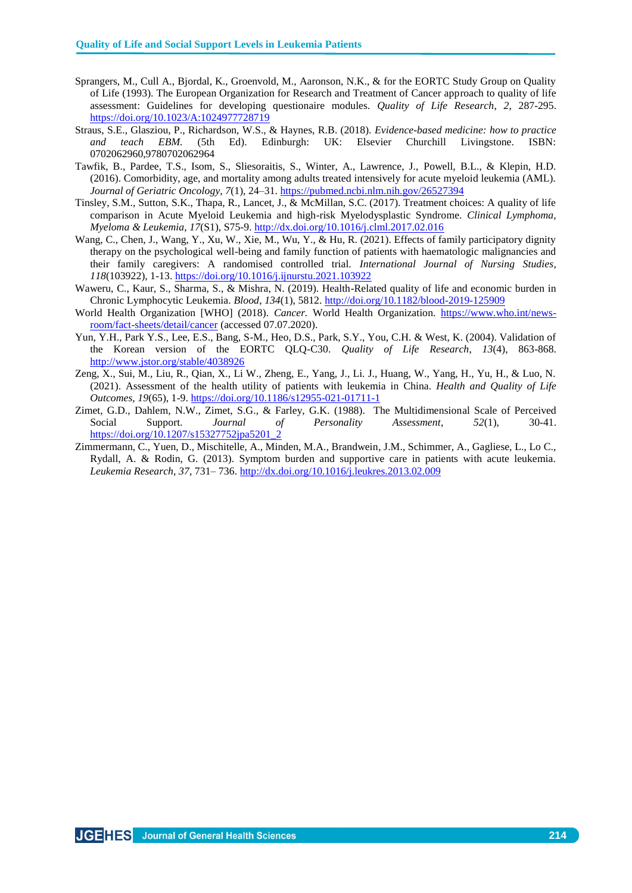Sprangers, M., Cull A., Bjordal, K., Groenvold, M., Aaronson, N.K., & for the EORTC Study Group on Quality of Life (1993). The European Organization for Research and Treatment of Cancer approach to quality of life assessment: Guidelines for developing questionaire modules. *Quality of Life Research*, *2*, 287-295. https://doi.org/10.1023/A:1024977728719

Straus, S.E., Glasziou, P., Richardson, W.S., & Haynes, R.B. (2018). *Evidence-based medicine: how to practice and teach EBM.* (5th Ed). Edinburgh: UK: Elsevier Churchill Livingstone. ISBN: 0702062960,9780702062964

Tawfik, B., Pardee, T.S., Isom, S., Sliesoraitis, S., Winter, A., Lawrence, J., Powell, B.L., & Klepin, H.D. (2016). Comorbidity, age, and mortality among adults treated intensively for acute myeloid leukemia (AML). *Journal of Geriatric Oncology*, *7*(1), 24–31. https://pubmed.ncbi.nlm.nih.gov/26527394

Tinsley, S.M., Sutton, S.K., Thapa, R., Lancet, J., & McMillan, S.C. (2017). Treatment choices: A quality of life comparison in Acute Myeloid Leukemia and high-risk Myelodysplastic Syndrome. *Clinical Lymphoma, Myeloma & Leukemia*, *17*(S1), S75-9. http://dx.doi.org/10.1016/j.clml.2017.02.016

Wang, C., Chen, J., Wang, Y., Xu, W., Xie, M., Wu, Y., & Hu, R. (2021). Effects of family participatory dignity therapy on the psychological well-being and family function of patients with haematologic malignancies and their family caregivers: A randomised controlled trial. *International Journal of Nursing Studies*, *118*(103922), 1-13. https://doi.org/10.1016/j.ijnurstu.2021.103922

Waweru, C., Kaur, S., Sharma, S., & Mishra, N. (2019). Health-Related quality of life and economic burden in Chronic Lymphocytic Leukemia. *Blood*, *134*(1), 5812. http://doi.org/10.1182/blood-2019-125909

World Health Organization [WHO] (2018). *Cancer.* World Health Organization. https://www.who.int/news-room/fact-sheets/detail/cancer (accessed 07.07.2020).

Yun, Y.H., Park Y.S., Lee, E.S., Bang, S-M., Heo, D.S., Park, S.Y., You, C.H. & West, K. (2004). Validation of the Korean version of the EORTC QLQ-C30. *Quality of Life Research*, *13*(4), 863-868. http://www.jstor.org/stable/4038926

Zeng, X., Sui, M., Liu, R., Qian, X., Li W., Zheng, E., Yang, J., Li. J., Huang, W., Yang, H., Yu, H., & Luo, N. (2021). Assessment of the health utility of patients with leukemia in China. *Health and Quality of Life Outcomes*, *19*(65), 1-9. https://doi.org/10.1186/s12955-021-01711-1

Zimet, G.D., Dahlem, N.W., Zimet, S.G., & Farley, G.K. (1988). The Multidimensional Scale of Perceived Social Support. *Journal of Personality Assessment*, *52*(1), 30-41. https://doi.org/10.1207/s15327752jpa5201_2

Zimmermann, C., Yuen, D., Mischitelle, A., Minden, M.A., Brandwein, J.M., Schimmer, A., Gagliese, L., Lo C., Rydall, A. & Rodin, G. (2013). Symptom burden and supportive care in patients with acute leukemia. *Leukemia Research*, *37*, 731– 736. http://dx.doi.org/10.1016/j.leukres.2013.02.009